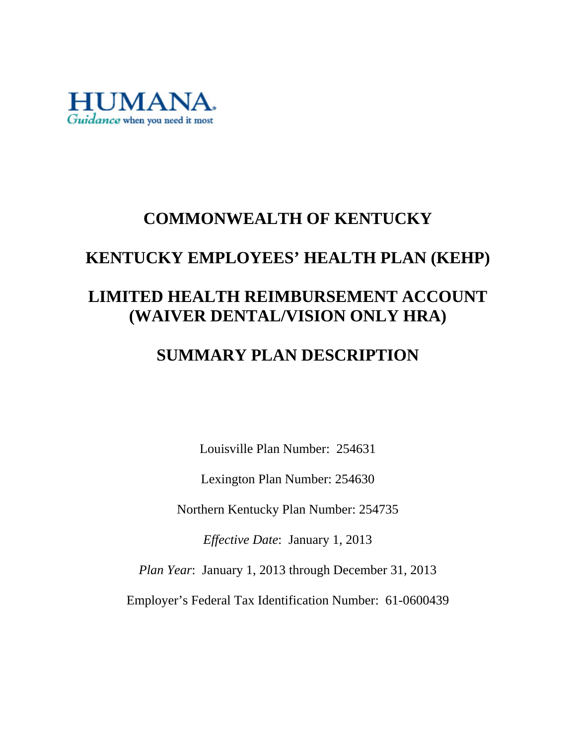HUMANA
*Guidance* when you need it most

# COMMONWEALTH OF KENTUCKY

# KENTUCKY EMPLOYEES' HEALTH PLAN (KEHP)

# LIMITED HEALTH REIMBURSEMENT ACCOUNT (WAIVER DENTAL/VISION ONLY HRA)

# SUMMARY PLAN DESCRIPTION

Louisville Plan Number: 254631

Lexington Plan Number: 254630

Northern Kentucky Plan Number: 254735

*Effective Date*: January 1, 2013

*Plan Year*: January 1, 2013 through December 31, 2013

Employer's Federal Tax Identification Number: 61-0600439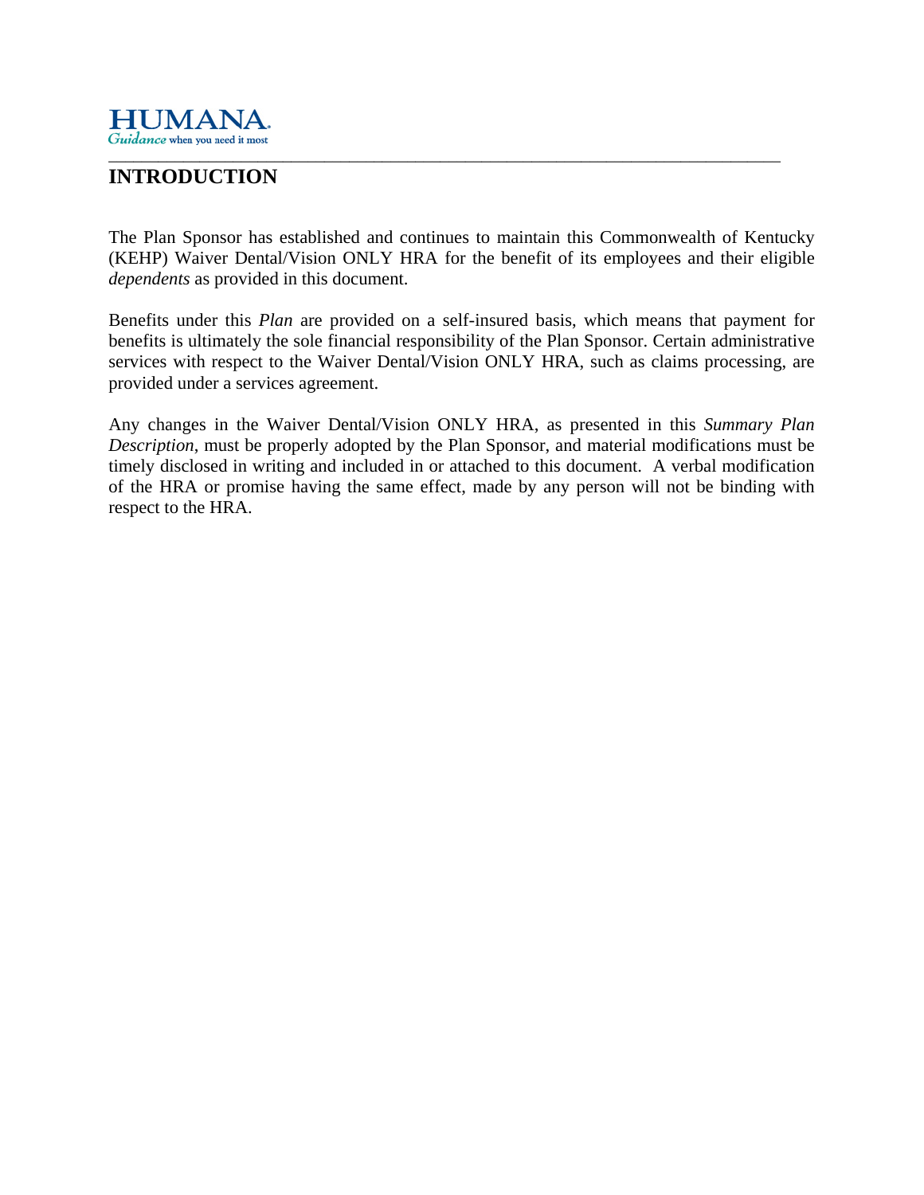# INTRODUCTION

The Plan Sponsor has established and continues to maintain this Commonwealth of Kentucky (KEHP) Waiver Dental/Vision ONLY HRA for the benefit of its employees and their eligible *dependents* as provided in this document.

Benefits under this *Plan* are provided on a self-insured basis, which means that payment for benefits is ultimately the sole financial responsibility of the Plan Sponsor. Certain administrative services with respect to the Waiver Dental/Vision ONLY HRA, such as claims processing, are provided under a services agreement.

Any changes in the Waiver Dental/Vision ONLY HRA, as presented in this *Summary Plan Description*, must be properly adopted by the Plan Sponsor, and material modifications must be timely disclosed in writing and included in or attached to this document. A verbal modification of the HRA or promise having the same effect, made by any person will not be binding with respect to the HRA.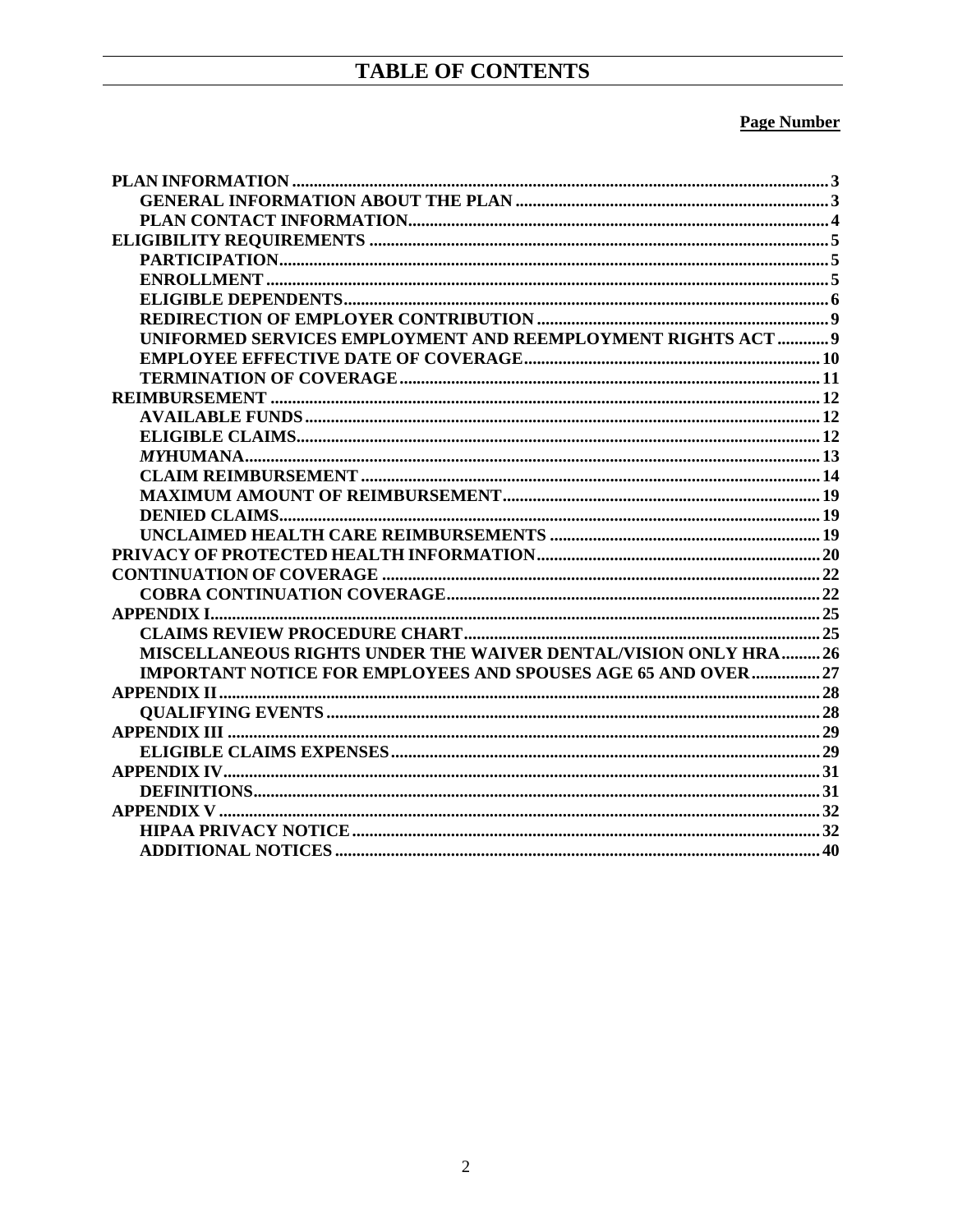# TABLE OF CONTENTS

| | Page Number |
|---|---|
| **PLAN INFORMATION** | **3** |
| **GENERAL INFORMATION ABOUT THE PLAN** | **3** |
| **PLAN CONTACT INFORMATION** | **4** |
| **ELIGIBILITY REQUIREMENTS** | **5** |
| **PARTICIPATION** | **5** |
| **ENROLLMENT** | **5** |
| **ELIGIBLE DEPENDENTS** | **6** |
| **REDIRECTION OF EMPLOYER CONTRIBUTION** | **9** |
| **UNIFORMED SERVICES EMPLOYMENT AND REEMPLOYMENT RIGHTS ACT** | **9** |
| **EMPLOYEE EFFECTIVE DATE OF COVERAGE** | **10** |
| **TERMINATION OF COVERAGE** | **11** |
| **REIMBURSEMENT** | **12** |
| **AVAILABLE FUNDS** | **12** |
| **ELIGIBLE CLAIMS** | **12** |
| ***MY*HUMANA** | **13** |
| **CLAIM REIMBURSEMENT** | **14** |
| **MAXIMUM AMOUNT OF REIMBURSEMENT** | **19** |
| **DENIED CLAIMS** | **19** |
| **UNCLAIMED HEALTH CARE REIMBURSEMENTS** | **19** |
| **PRIVACY OF PROTECTED HEALTH INFORMATION** | **20** |
| **CONTINUATION OF COVERAGE** | **22** |
| **COBRA CONTINUATION COVERAGE** | **22** |
| **APPENDIX I** | **25** |
| **CLAIMS REVIEW PROCEDURE CHART** | **25** |
| **MISCELLANEOUS RIGHTS UNDER THE WAIVER DENTAL/VISION ONLY HRA** | **26** |
| **IMPORTANT NOTICE FOR EMPLOYEES AND SPOUSES AGE 65 AND OVER** | **27** |
| **APPENDIX II** | **28** |
| **QUALIFYING EVENTS** | **28** |
| **APPENDIX III** | **29** |
| **ELIGIBLE CLAIMS EXPENSES** | **29** |
| **APPENDIX IV** | **31** |
| **DEFINITIONS** | **31** |
| **APPENDIX V** | **32** |
| **HIPAA PRIVACY NOTICE** | **32** |
| **ADDITIONAL NOTICES** | **40** |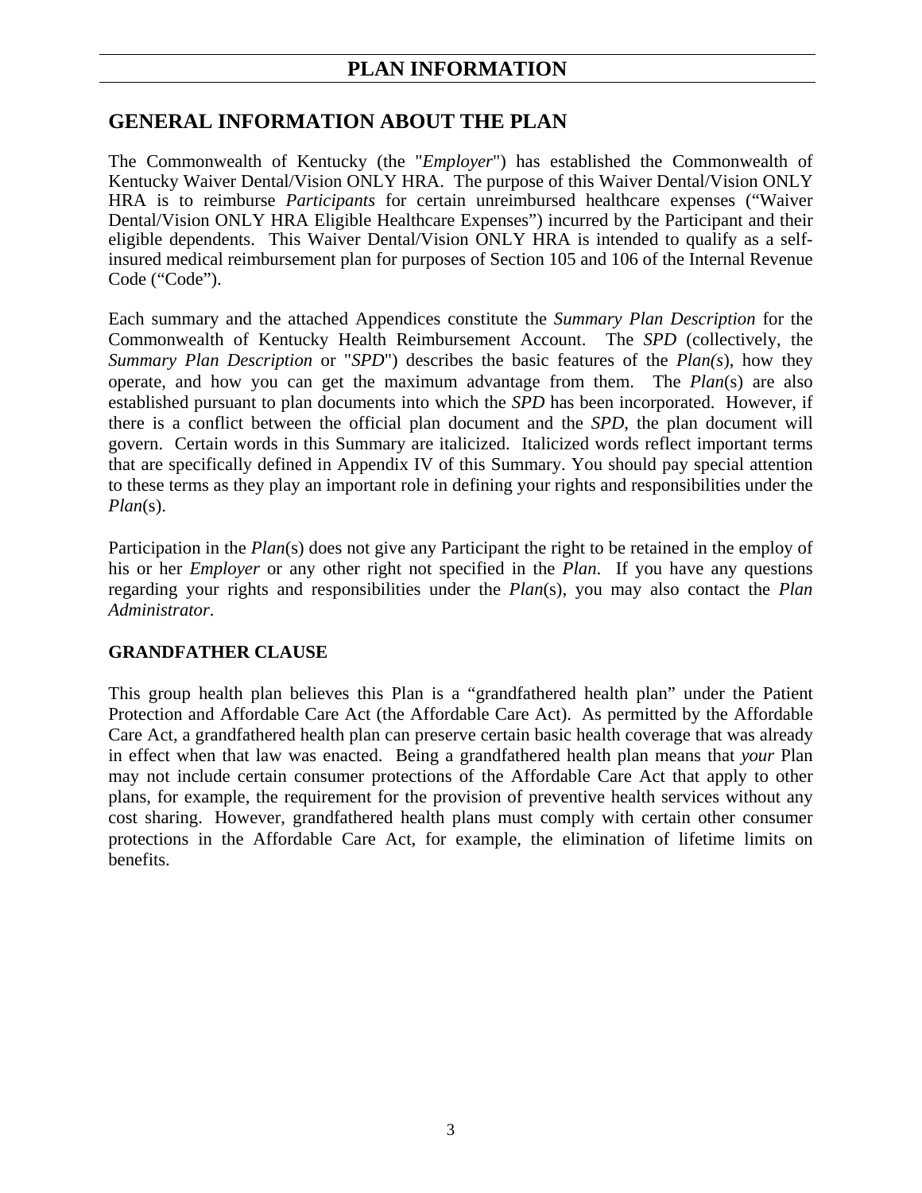# PLAN INFORMATION

## GENERAL INFORMATION ABOUT THE PLAN

The Commonwealth of Kentucky (the "*Employer*") has established the Commonwealth of Kentucky Waiver Dental/Vision ONLY HRA. The purpose of this Waiver Dental/Vision ONLY HRA is to reimburse *Participants* for certain unreimbursed healthcare expenses ("Waiver Dental/Vision ONLY HRA Eligible Healthcare Expenses") incurred by the Participant and their eligible dependents. This Waiver Dental/Vision ONLY HRA is intended to qualify as a self-insured medical reimbursement plan for purposes of Section 105 and 106 of the Internal Revenue Code ("Code").

Each summary and the attached Appendices constitute the *Summary Plan Description* for the Commonwealth of Kentucky Health Reimbursement Account. The *SPD* (collectively, the *Summary Plan Description* or "*SPD*") describes the basic features of the *Plan(s*), how they operate, and how you can get the maximum advantage from them. The *Plan*(s) are also established pursuant to plan documents into which the *SPD* has been incorporated. However, if there is a conflict between the official plan document and the *SPD*, the plan document will govern. Certain words in this Summary are italicized. Italicized words reflect important terms that are specifically defined in Appendix IV of this Summary. You should pay special attention to these terms as they play an important role in defining your rights and responsibilities under the *Plan*(s).

Participation in the *Plan*(s) does not give any Participant the right to be retained in the employ of his or her *Employer* or any other right not specified in the *Plan*. If you have any questions regarding your rights and responsibilities under the *Plan*(s), you may also contact the *Plan Administrator*.

**GRANDFATHER CLAUSE**

This group health plan believes this Plan is a "grandfathered health plan" under the Patient Protection and Affordable Care Act (the Affordable Care Act). As permitted by the Affordable Care Act, a grandfathered health plan can preserve certain basic health coverage that was already in effect when that law was enacted. Being a grandfathered health plan means that *your* Plan may not include certain consumer protections of the Affordable Care Act that apply to other plans, for example, the requirement for the provision of preventive health services without any cost sharing. However, grandfathered health plans must comply with certain other consumer protections in the Affordable Care Act, for example, the elimination of lifetime limits on benefits.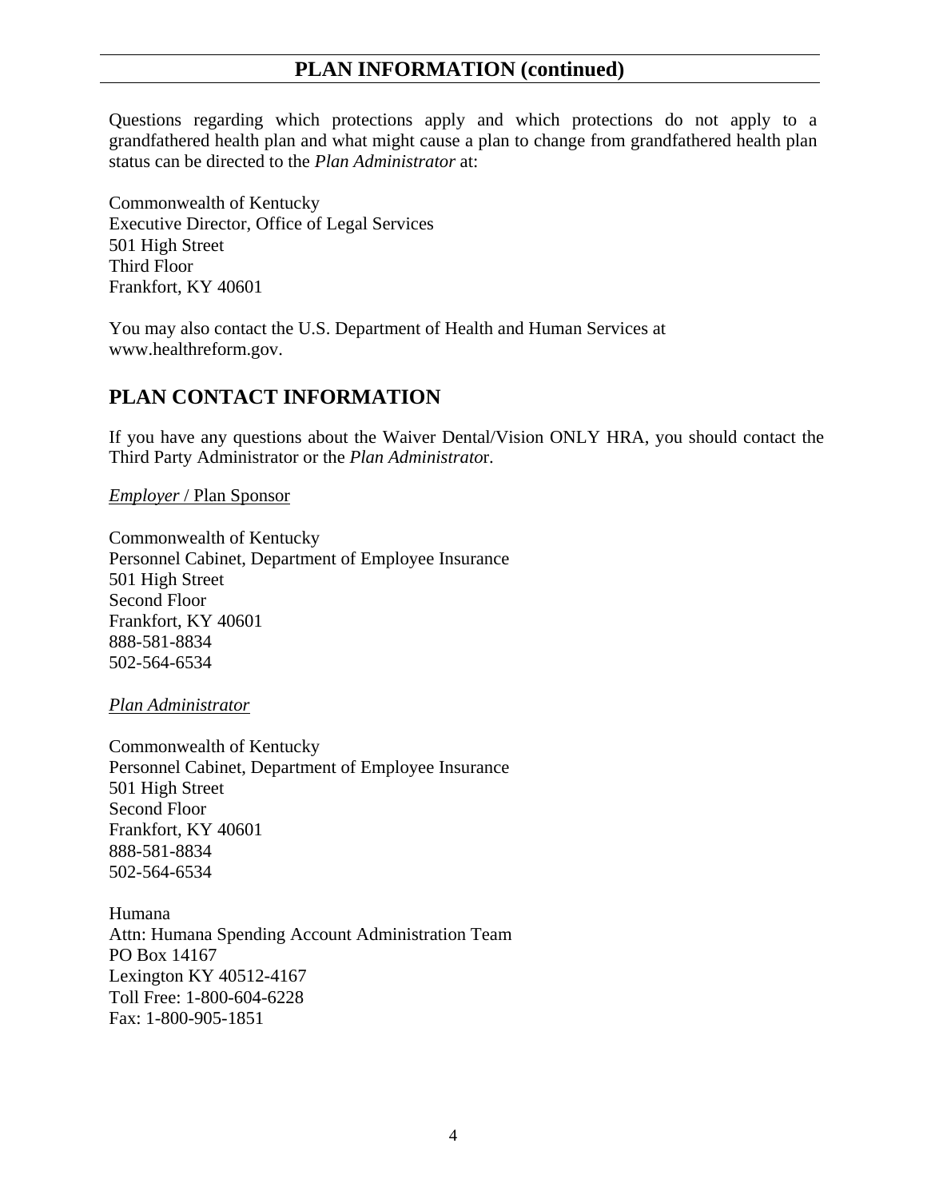## PLAN INFORMATION (continued)

Questions regarding which protections apply and which protections do not apply to a grandfathered health plan and what might cause a plan to change from grandfathered health plan status can be directed to the *Plan Administrator* at:

Commonwealth of Kentucky
Executive Director, Office of Legal Services
501 High Street
Third Floor
Frankfort, KY 40601

You may also contact the U.S. Department of Health and Human Services at www.healthreform.gov.

## PLAN CONTACT INFORMATION

If you have any questions about the Waiver Dental/Vision ONLY HRA, you should contact the Third Party Administrator or the *Plan Administrato*r.

*Employer* / Plan Sponsor

Commonwealth of Kentucky
Personnel Cabinet, Department of Employee Insurance
501 High Street
Second Floor
Frankfort, KY 40601
888-581-8834
502-564-6534

*Plan Administrator*

Commonwealth of Kentucky
Personnel Cabinet, Department of Employee Insurance
501 High Street
Second Floor
Frankfort, KY 40601
888-581-8834
502-564-6534

Humana
Attn: Humana Spending Account Administration Team
PO Box 14167
Lexington KY 40512-4167
Toll Free: 1-800-604-6228
Fax: 1-800-905-1851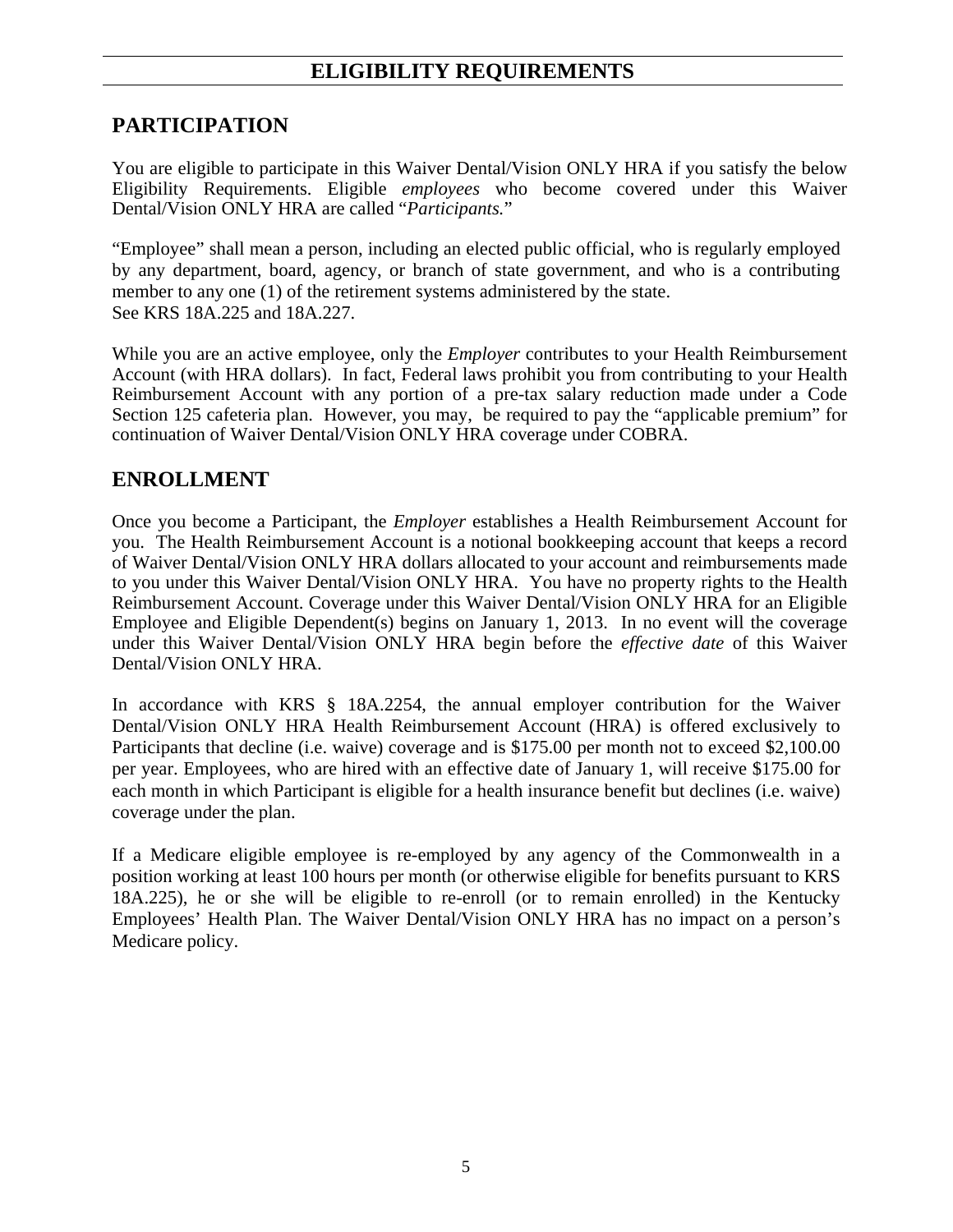# ELIGIBILITY REQUIREMENTS

## PARTICIPATION

You are eligible to participate in this Waiver Dental/Vision ONLY HRA if you satisfy the below Eligibility Requirements. Eligible *employees* who become covered under this Waiver Dental/Vision ONLY HRA are called "*Participants.*"

"Employee" shall mean a person, including an elected public official, who is regularly employed by any department, board, agency, or branch of state government, and who is a contributing member to any one (1) of the retirement systems administered by the state.
See KRS 18A.225 and 18A.227.

While you are an active employee, only the *Employer* contributes to your Health Reimbursement Account (with HRA dollars). In fact, Federal laws prohibit you from contributing to your Health Reimbursement Account with any portion of a pre-tax salary reduction made under a Code Section 125 cafeteria plan. However, you may, be required to pay the "applicable premium" for continuation of Waiver Dental/Vision ONLY HRA coverage under COBRA.

## ENROLLMENT

Once you become a Participant, the *Employer* establishes a Health Reimbursement Account for you. The Health Reimbursement Account is a notional bookkeeping account that keeps a record of Waiver Dental/Vision ONLY HRA dollars allocated to your account and reimbursements made to you under this Waiver Dental/Vision ONLY HRA. You have no property rights to the Health Reimbursement Account. Coverage under this Waiver Dental/Vision ONLY HRA for an Eligible Employee and Eligible Dependent(s) begins on January 1, 2013. In no event will the coverage under this Waiver Dental/Vision ONLY HRA begin before the *effective date* of this Waiver Dental/Vision ONLY HRA.

In accordance with KRS § 18A.2254, the annual employer contribution for the Waiver Dental/Vision ONLY HRA Health Reimbursement Account (HRA) is offered exclusively to Participants that decline (i.e. waive) coverage and is $175.00 per month not to exceed $2,100.00 per year. Employees, who are hired with an effective date of January 1, will receive $175.00 for each month in which Participant is eligible for a health insurance benefit but declines (i.e. waive) coverage under the plan.

If a Medicare eligible employee is re-employed by any agency of the Commonwealth in a position working at least 100 hours per month (or otherwise eligible for benefits pursuant to KRS 18A.225), he or she will be eligible to re-enroll (or to remain enrolled) in the Kentucky Employees' Health Plan. The Waiver Dental/Vision ONLY HRA has no impact on a person's Medicare policy.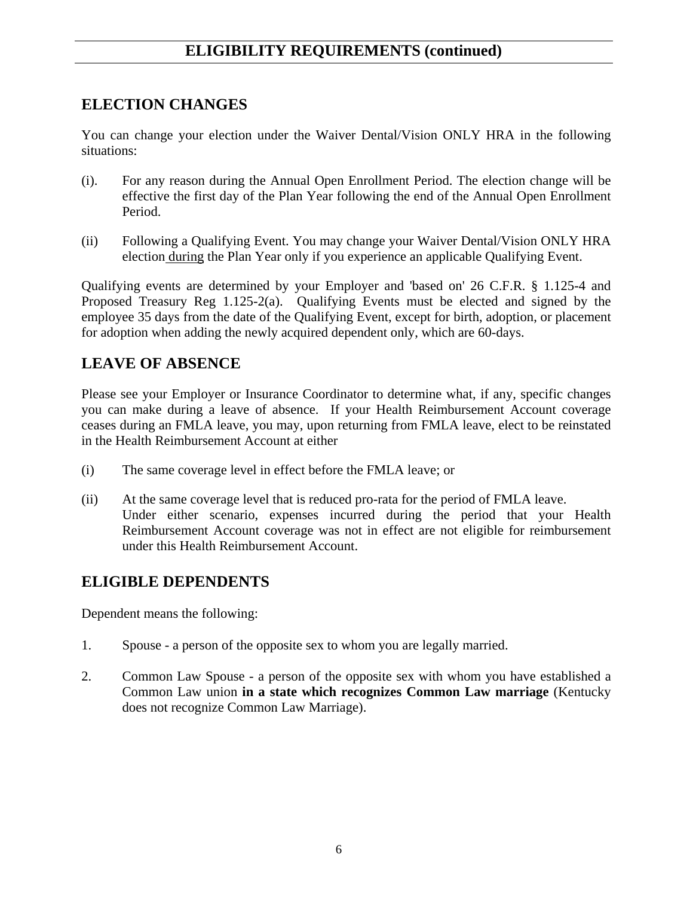## ELIGIBILITY REQUIREMENTS (continued)

### ELECTION CHANGES

You can change your election under the Waiver Dental/Vision ONLY HRA in the following situations:

(i). For any reason during the Annual Open Enrollment Period. The election change will be effective the first day of the Plan Year following the end of the Annual Open Enrollment Period.

(ii) Following a Qualifying Event. You may change your Waiver Dental/Vision ONLY HRA election during the Plan Year only if you experience an applicable Qualifying Event.

Qualifying events are determined by your Employer and 'based on' 26 C.F.R. § 1.125-4 and Proposed Treasury Reg 1.125-2(a). Qualifying Events must be elected and signed by the employee 35 days from the date of the Qualifying Event, except for birth, adoption, or placement for adoption when adding the newly acquired dependent only, which are 60-days.

### LEAVE OF ABSENCE

Please see your Employer or Insurance Coordinator to determine what, if any, specific changes you can make during a leave of absence. If your Health Reimbursement Account coverage ceases during an FMLA leave, you may, upon returning from FMLA leave, elect to be reinstated in the Health Reimbursement Account at either

(i) The same coverage level in effect before the FMLA leave; or

(ii) At the same coverage level that is reduced pro-rata for the period of FMLA leave.
Under either scenario, expenses incurred during the period that your Health Reimbursement Account coverage was not in effect are not eligible for reimbursement under this Health Reimbursement Account.

### ELIGIBLE DEPENDENTS

Dependent means the following:

1. Spouse - a person of the opposite sex to whom you are legally married.

2. Common Law Spouse - a person of the opposite sex with whom you have established a Common Law union **in a state which recognizes Common Law marriage** (Kentucky does not recognize Common Law Marriage).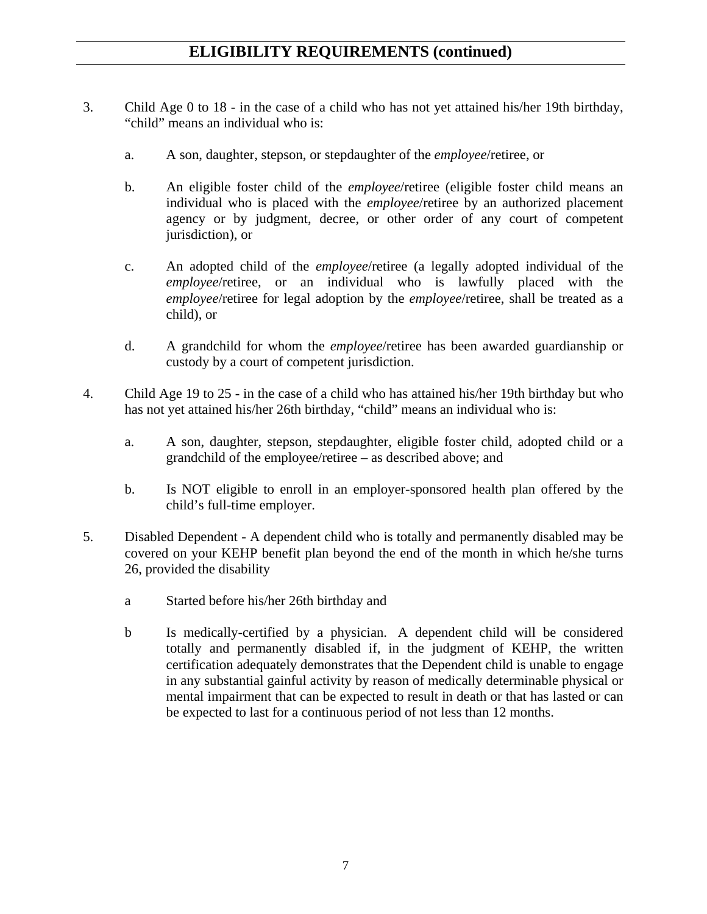## ELIGIBILITY REQUIREMENTS (continued)

3. Child Age 0 to 18 - in the case of a child who has not yet attained his/her 19th birthday, “child” means an individual who is:

   a. A son, daughter, stepson, or stepdaughter of the *employee*/retiree, or

   b. An eligible foster child of the *employee*/retiree (eligible foster child means an individual who is placed with the *employee*/retiree by an authorized placement agency or by judgment, decree, or other order of any court of competent jurisdiction), or

   c. An adopted child of the *employee*/retiree (a legally adopted individual of the *employee*/retiree, or an individual who is lawfully placed with the *employee*/retiree for legal adoption by the *employee*/retiree, shall be treated as a child), or

   d. A grandchild for whom the *employee*/retiree has been awarded guardianship or custody by a court of competent jurisdiction.

4. Child Age 19 to 25 - in the case of a child who has attained his/her 19th birthday but who has not yet attained his/her 26th birthday, “child” means an individual who is:

   a. A son, daughter, stepson, stepdaughter, eligible foster child, adopted child or a grandchild of the employee/retiree – as described above; and

   b. Is NOT eligible to enroll in an employer-sponsored health plan offered by the child’s full-time employer.

5. Disabled Dependent - A dependent child who is totally and permanently disabled may be covered on your KEHP benefit plan beyond the end of the month in which he/she turns 26, provided the disability

   a Started before his/her 26th birthday and

   b Is medically-certified by a physician. A dependent child will be considered totally and permanently disabled if, in the judgment of KEHP, the written certification adequately demonstrates that the Dependent child is unable to engage in any substantial gainful activity by reason of medically determinable physical or mental impairment that can be expected to result in death or that has lasted or can be expected to last for a continuous period of not less than 12 months.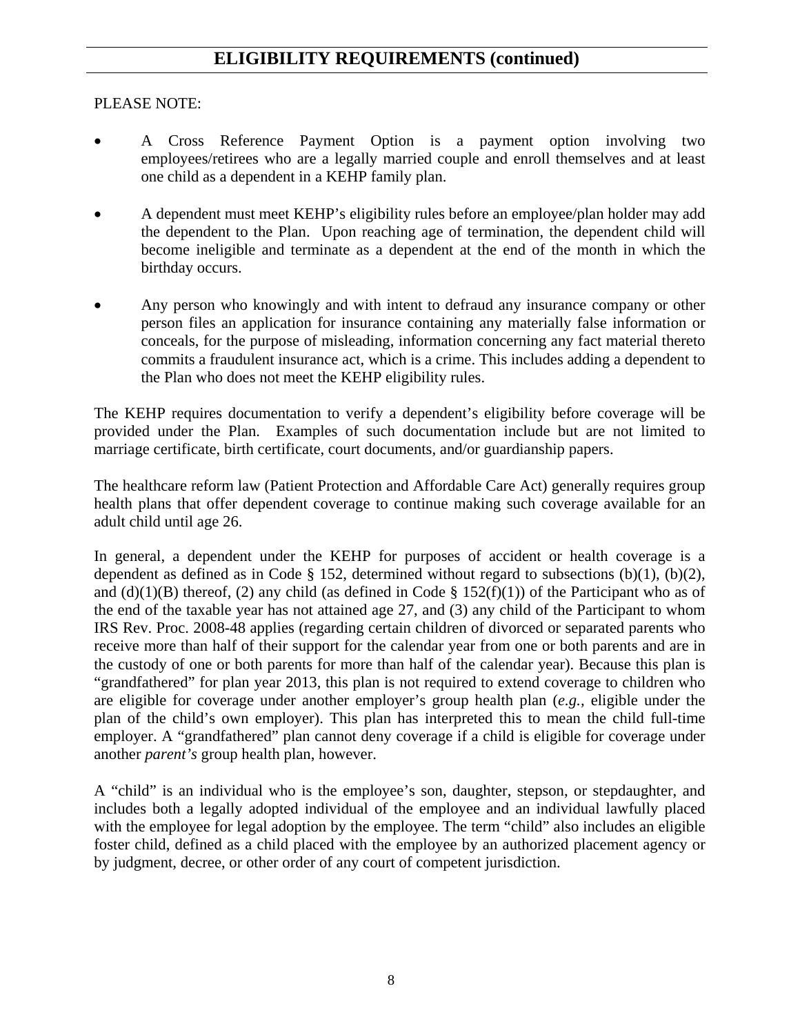## ELIGIBILITY REQUIREMENTS (continued)

PLEASE NOTE:

- A Cross Reference Payment Option is a payment option involving two employees/retirees who are a legally married couple and enroll themselves and at least one child as a dependent in a KEHP family plan.
- A dependent must meet KEHP's eligibility rules before an employee/plan holder may add the dependent to the Plan. Upon reaching age of termination, the dependent child will become ineligible and terminate as a dependent at the end of the month in which the birthday occurs.
- Any person who knowingly and with intent to defraud any insurance company or other person files an application for insurance containing any materially false information or conceals, for the purpose of misleading, information concerning any fact material thereto commits a fraudulent insurance act, which is a crime. This includes adding a dependent to the Plan who does not meet the KEHP eligibility rules.

The KEHP requires documentation to verify a dependent's eligibility before coverage will be provided under the Plan. Examples of such documentation include but are not limited to marriage certificate, birth certificate, court documents, and/or guardianship papers.

The healthcare reform law (Patient Protection and Affordable Care Act) generally requires group health plans that offer dependent coverage to continue making such coverage available for an adult child until age 26.

In general, a dependent under the KEHP for purposes of accident or health coverage is a dependent as defined as in Code § 152, determined without regard to subsections (b)(1), (b)(2), and (d)(1)(B) thereof, (2) any child (as defined in Code § 152(f)(1)) of the Participant who as of the end of the taxable year has not attained age 27, and (3) any child of the Participant to whom IRS Rev. Proc. 2008-48 applies (regarding certain children of divorced or separated parents who receive more than half of their support for the calendar year from one or both parents and are in the custody of one or both parents for more than half of the calendar year). Because this plan is "grandfathered" for plan year 2013, this plan is not required to extend coverage to children who are eligible for coverage under another employer's group health plan (*e.g.*, eligible under the plan of the child's own employer). This plan has interpreted this to mean the child full-time employer. A "grandfathered" plan cannot deny coverage if a child is eligible for coverage under another *parent's* group health plan, however.

A "child" is an individual who is the employee's son, daughter, stepson, or stepdaughter, and includes both a legally adopted individual of the employee and an individual lawfully placed with the employee for legal adoption by the employee. The term "child" also includes an eligible foster child, defined as a child placed with the employee by an authorized placement agency or by judgment, decree, or other order of any court of competent jurisdiction.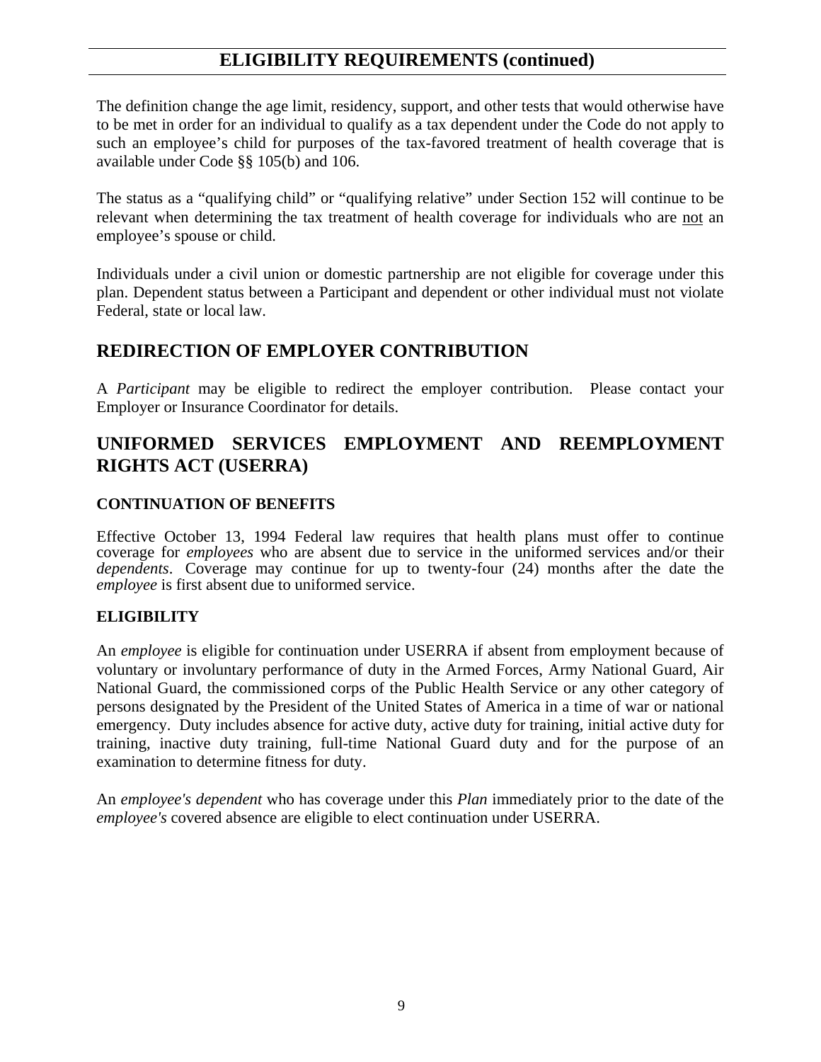## ELIGIBILITY REQUIREMENTS (continued)

The definition change the age limit, residency, support, and other tests that would otherwise have to be met in order for an individual to qualify as a tax dependent under the Code do not apply to such an employee's child for purposes of the tax-favored treatment of health coverage that is available under Code §§ 105(b) and 106.

The status as a "qualifying child" or "qualifying relative" under Section 152 will continue to be relevant when determining the tax treatment of health coverage for individuals who are <u>not</u> an employee's spouse or child.

Individuals under a civil union or domestic partnership are not eligible for coverage under this plan. Dependent status between a Participant and dependent or other individual must not violate Federal, state or local law.

## REDIRECTION OF EMPLOYER CONTRIBUTION

A *Participant* may be eligible to redirect the employer contribution. Please contact your Employer or Insurance Coordinator for details.

## UNIFORMED SERVICES EMPLOYMENT AND REEMPLOYMENT RIGHTS ACT (USERRA)

### CONTINUATION OF BENEFITS

Effective October 13, 1994 Federal law requires that health plans must offer to continue coverage for *employees* who are absent due to service in the uniformed services and/or their *dependents*. Coverage may continue for up to twenty-four (24) months after the date the *employee* is first absent due to uniformed service.

### ELIGIBILITY

An *employee* is eligible for continuation under USERRA if absent from employment because of voluntary or involuntary performance of duty in the Armed Forces, Army National Guard, Air National Guard, the commissioned corps of the Public Health Service or any other category of persons designated by the President of the United States of America in a time of war or national emergency. Duty includes absence for active duty, active duty for training, initial active duty for training, inactive duty training, full-time National Guard duty and for the purpose of an examination to determine fitness for duty.

An *employee's dependent* who has coverage under this *Plan* immediately prior to the date of the *employee's* covered absence are eligible to elect continuation under USERRA.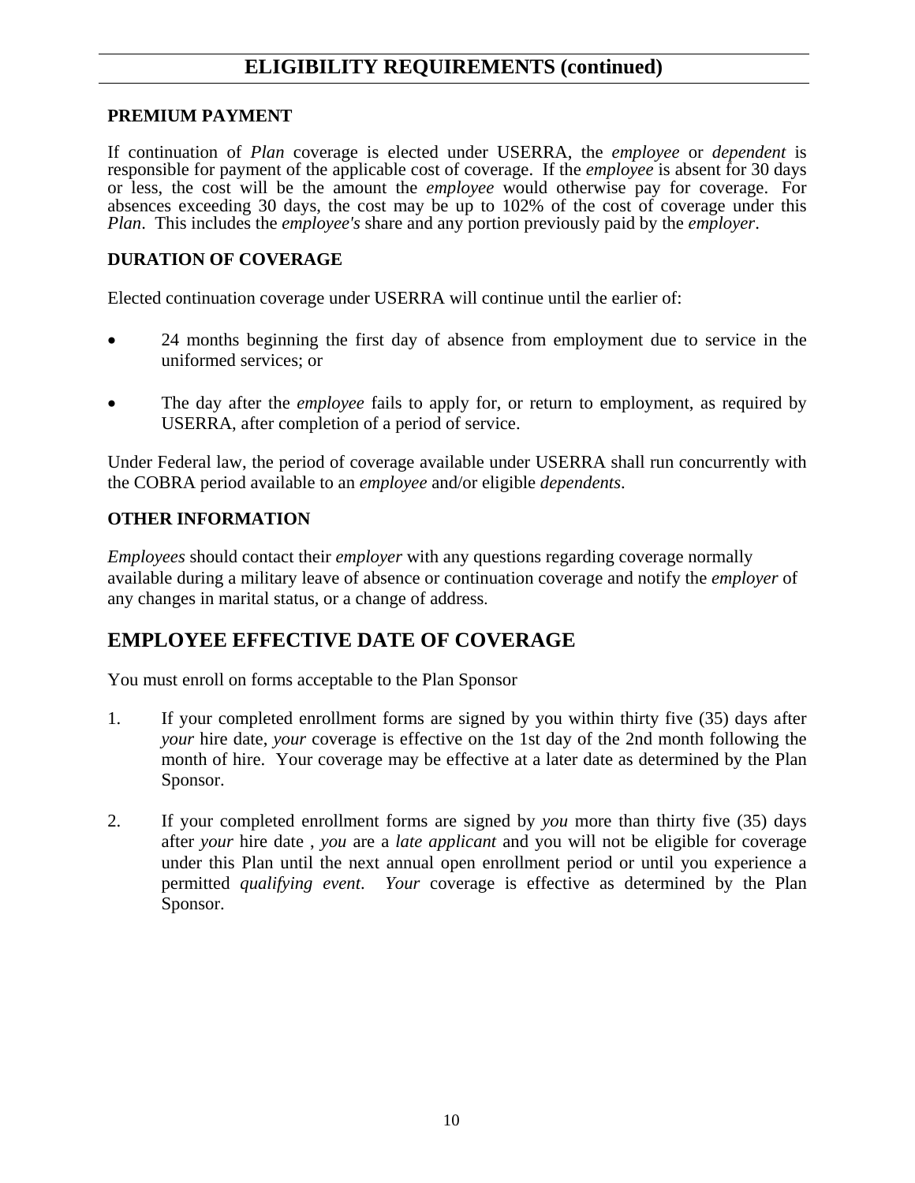## ELIGIBILITY REQUIREMENTS (continued)

**PREMIUM PAYMENT**

If continuation of *Plan* coverage is elected under USERRA, the *employee* or *dependent* is responsible for payment of the applicable cost of coverage. If the *employee* is absent for 30 days or less, the cost will be the amount the *employee* would otherwise pay for coverage. For absences exceeding 30 days, the cost may be up to 102% of the cost of coverage under this *Plan*. This includes the *employee's* share and any portion previously paid by the *employer*.

**DURATION OF COVERAGE**

Elected continuation coverage under USERRA will continue until the earlier of:

- 24 months beginning the first day of absence from employment due to service in the uniformed services; or

- The day after the *employee* fails to apply for, or return to employment, as required by USERRA, after completion of a period of service.

Under Federal law, the period of coverage available under USERRA shall run concurrently with the COBRA period available to an *employee* and/or eligible *dependents*.

**OTHER INFORMATION**

*Employees* should contact their *employer* with any questions regarding coverage normally available during a military leave of absence or continuation coverage and notify the *employer* of any changes in marital status, or a change of address.

## EMPLOYEE EFFECTIVE DATE OF COVERAGE

You must enroll on forms acceptable to the Plan Sponsor

1. If your completed enrollment forms are signed by you within thirty five (35) days after *your* hire date, *your* coverage is effective on the 1st day of the 2nd month following the month of hire. Your coverage may be effective at a later date as determined by the Plan Sponsor.

2. If your completed enrollment forms are signed by *you* more than thirty five (35) days after *your* hire date , *you* are a *late applicant* and you will not be eligible for coverage under this Plan until the next annual open enrollment period or until you experience a permitted *qualifying event*. *Your* coverage is effective as determined by the Plan Sponsor.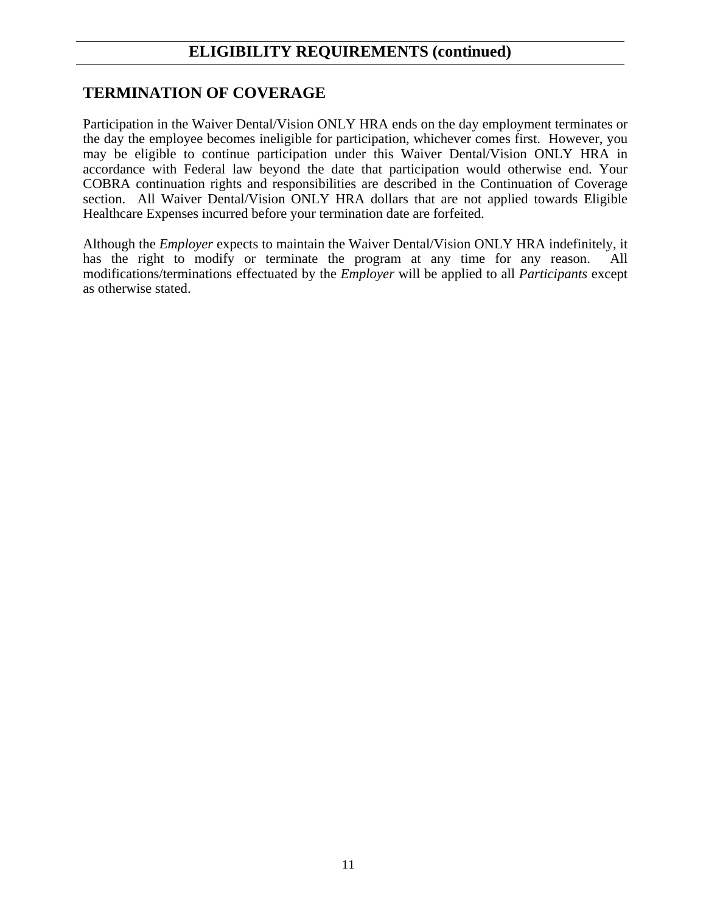## ELIGIBILITY REQUIREMENTS (continued)

### TERMINATION OF COVERAGE

Participation in the Waiver Dental/Vision ONLY HRA ends on the day employment terminates or the day the employee becomes ineligible for participation, whichever comes first. However, you may be eligible to continue participation under this Waiver Dental/Vision ONLY HRA in accordance with Federal law beyond the date that participation would otherwise end. Your COBRA continuation rights and responsibilities are described in the Continuation of Coverage section. All Waiver Dental/Vision ONLY HRA dollars that are not applied towards Eligible Healthcare Expenses incurred before your termination date are forfeited.

Although the *Employer* expects to maintain the Waiver Dental/Vision ONLY HRA indefinitely, it has the right to modify or terminate the program at any time for any reason. All modifications/terminations effectuated by the *Employer* will be applied to all *Participants* except as otherwise stated.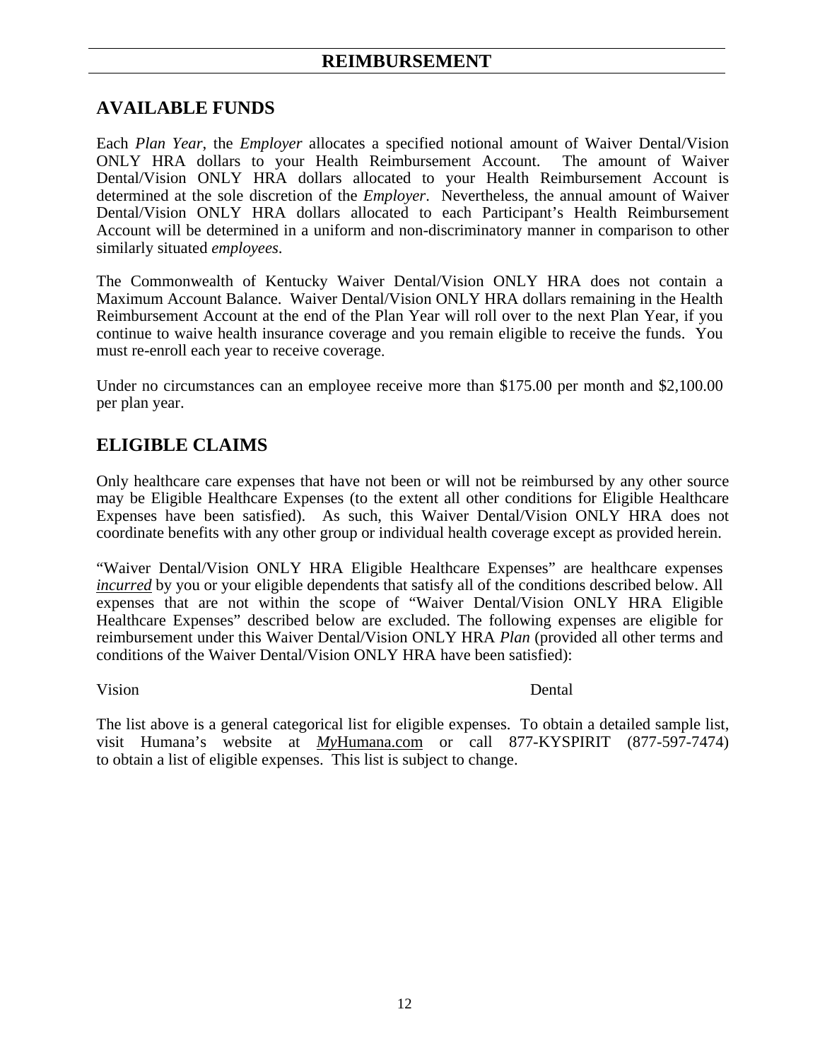# REIMBURSEMENT

## AVAILABLE FUNDS

Each *Plan Year*, the *Employer* allocates a specified notional amount of Waiver Dental/Vision ONLY HRA dollars to your Health Reimbursement Account. The amount of Waiver Dental/Vision ONLY HRA dollars allocated to your Health Reimbursement Account is determined at the sole discretion of the *Employer*. Nevertheless, the annual amount of Waiver Dental/Vision ONLY HRA dollars allocated to each Participant's Health Reimbursement Account will be determined in a uniform and non-discriminatory manner in comparison to other similarly situated *employees*.

The Commonwealth of Kentucky Waiver Dental/Vision ONLY HRA does not contain a Maximum Account Balance. Waiver Dental/Vision ONLY HRA dollars remaining in the Health Reimbursement Account at the end of the Plan Year will roll over to the next Plan Year, if you continue to waive health insurance coverage and you remain eligible to receive the funds. You must re-enroll each year to receive coverage.

Under no circumstances can an employee receive more than $175.00 per month and $2,100.00 per plan year.

## ELIGIBLE CLAIMS

Only healthcare care expenses that have not been or will not be reimbursed by any other source may be Eligible Healthcare Expenses (to the extent all other conditions for Eligible Healthcare Expenses have been satisfied). As such, this Waiver Dental/Vision ONLY HRA does not coordinate benefits with any other group or individual health coverage except as provided herein.

"Waiver Dental/Vision ONLY HRA Eligible Healthcare Expenses" are healthcare expenses ***incurred*** by you or your eligible dependents that satisfy all of the conditions described below. All expenses that are not within the scope of "Waiver Dental/Vision ONLY HRA Eligible Healthcare Expenses" described below are excluded. The following expenses are eligible for reimbursement under this Waiver Dental/Vision ONLY HRA *Plan* (provided all other terms and conditions of the Waiver Dental/Vision ONLY HRA have been satisfied):

- Vision
- Dental

The list above is a general categorical list for eligible expenses. To obtain a detailed sample list, visit Humana's website at *My*Humana.com or call 877-KYSPIRIT (877-597-7474) to obtain a list of eligible expenses. This list is subject to change.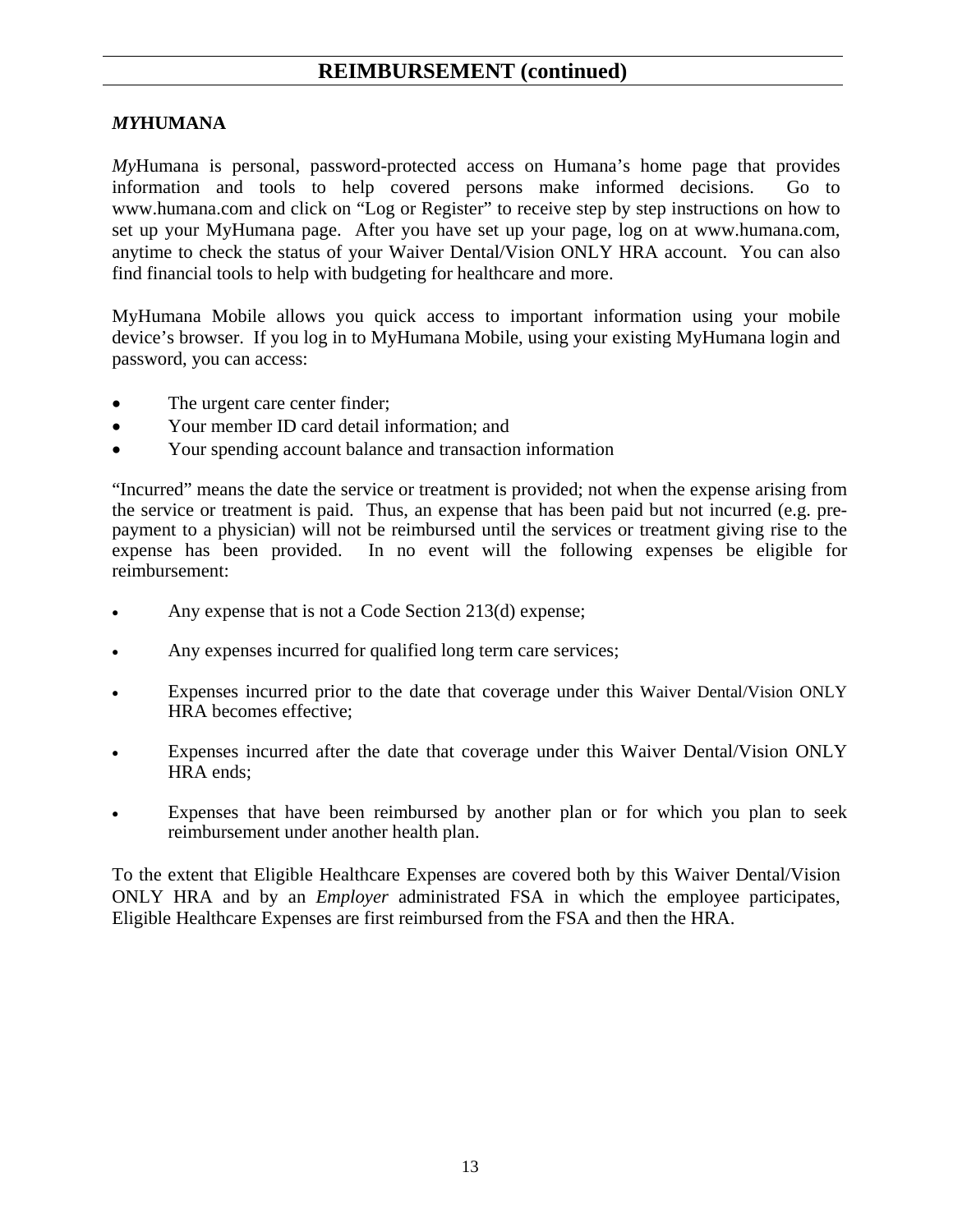## REIMBURSEMENT (continued)

### *MY*HUMANA

*My*Humana is personal, password-protected access on Humana's home page that provides information and tools to help covered persons make informed decisions. Go to www.humana.com and click on "Log or Register" to receive step by step instructions on how to set up your MyHumana page. After you have set up your page, log on at www.humana.com, anytime to check the status of your Waiver Dental/Vision ONLY HRA account. You can also find financial tools to help with budgeting for healthcare and more.

MyHumana Mobile allows you quick access to important information using your mobile device's browser. If you log in to MyHumana Mobile, using your existing MyHumana login and password, you can access:

- The urgent care center finder;
- Your member ID card detail information; and
- Your spending account balance and transaction information

"Incurred" means the date the service or treatment is provided; not when the expense arising from the service or treatment is paid. Thus, an expense that has been paid but not incurred (e.g. pre-payment to a physician) will not be reimbursed until the services or treatment giving rise to the expense has been provided. In no event will the following expenses be eligible for reimbursement:

- Any expense that is not a Code Section 213(d) expense;
- Any expenses incurred for qualified long term care services;
- Expenses incurred prior to the date that coverage under this Waiver Dental/Vision ONLY HRA becomes effective;
- Expenses incurred after the date that coverage under this Waiver Dental/Vision ONLY HRA ends;
- Expenses that have been reimbursed by another plan or for which you plan to seek reimbursement under another health plan.

To the extent that Eligible Healthcare Expenses are covered both by this Waiver Dental/Vision ONLY HRA and by an *Employer* administrated FSA in which the employee participates, Eligible Healthcare Expenses are first reimbursed from the FSA and then the HRA.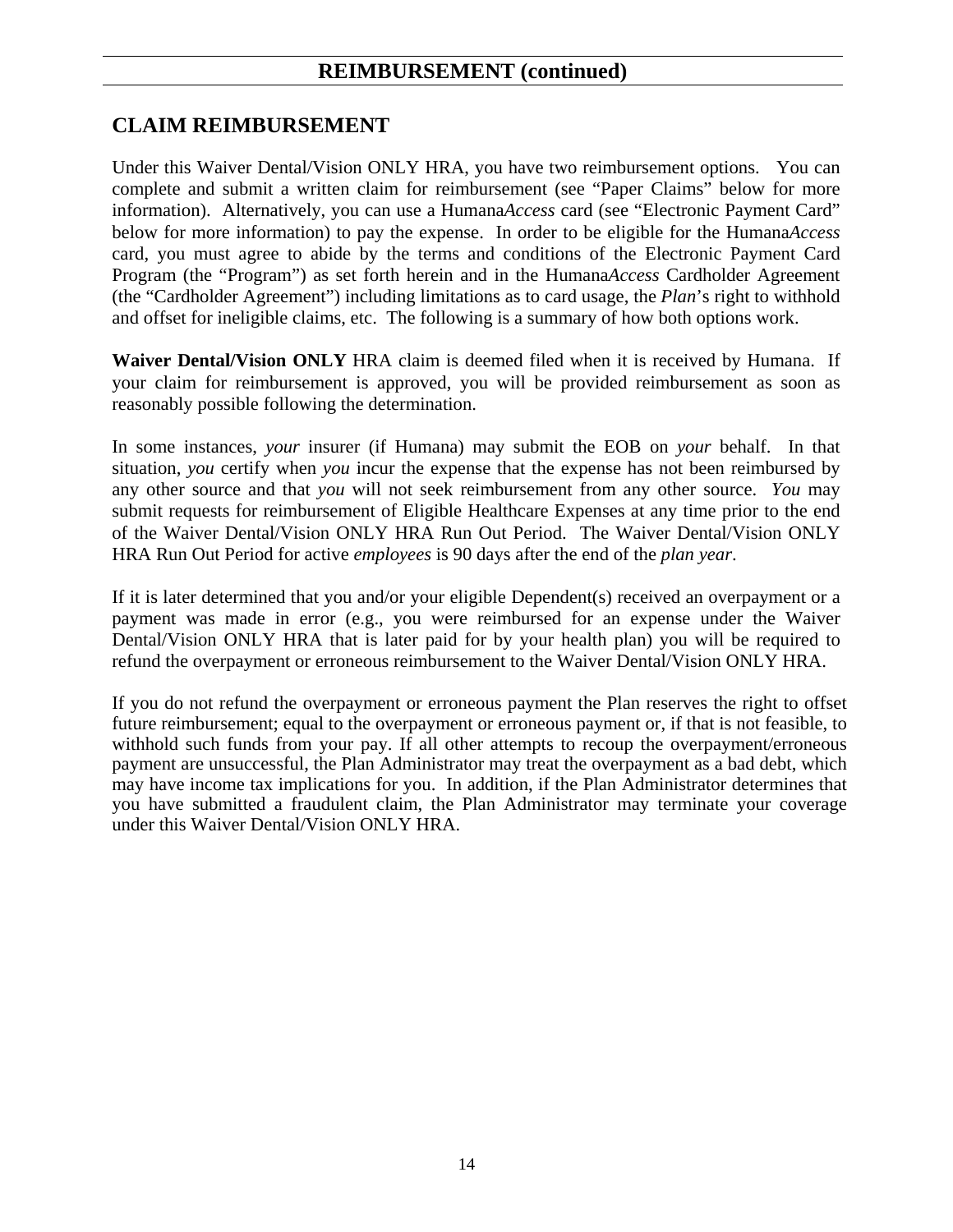## REIMBURSEMENT (continued)

## CLAIM REIMBURSEMENT

Under this Waiver Dental/Vision ONLY HRA, you have two reimbursement options. You can complete and submit a written claim for reimbursement (see "Paper Claims" below for more information). Alternatively, you can use a Humana*Access* card (see "Electronic Payment Card" below for more information) to pay the expense. In order to be eligible for the Humana*Access* card, you must agree to abide by the terms and conditions of the Electronic Payment Card Program (the "Program") as set forth herein and in the Humana*Access* Cardholder Agreement (the "Cardholder Agreement") including limitations as to card usage, the *Plan*'s right to withhold and offset for ineligible claims, etc. The following is a summary of how both options work.

**Waiver Dental/Vision ONLY** HRA claim is deemed filed when it is received by Humana. If your claim for reimbursement is approved, you will be provided reimbursement as soon as reasonably possible following the determination.

In some instances, *your* insurer (if Humana) may submit the EOB on *your* behalf. In that situation, *you* certify when *you* incur the expense that the expense has not been reimbursed by any other source and that *you* will not seek reimbursement from any other source. *You* may submit requests for reimbursement of Eligible Healthcare Expenses at any time prior to the end of the Waiver Dental/Vision ONLY HRA Run Out Period. The Waiver Dental/Vision ONLY HRA Run Out Period for active *employees* is 90 days after the end of the *plan year*.

If it is later determined that you and/or your eligible Dependent(s) received an overpayment or a payment was made in error (e.g., you were reimbursed for an expense under the Waiver Dental/Vision ONLY HRA that is later paid for by your health plan) you will be required to refund the overpayment or erroneous reimbursement to the Waiver Dental/Vision ONLY HRA.

If you do not refund the overpayment or erroneous payment the Plan reserves the right to offset future reimbursement; equal to the overpayment or erroneous payment or, if that is not feasible, to withhold such funds from your pay. If all other attempts to recoup the overpayment/erroneous payment are unsuccessful, the Plan Administrator may treat the overpayment as a bad debt, which may have income tax implications for you. In addition, if the Plan Administrator determines that you have submitted a fraudulent claim, the Plan Administrator may terminate your coverage under this Waiver Dental/Vision ONLY HRA.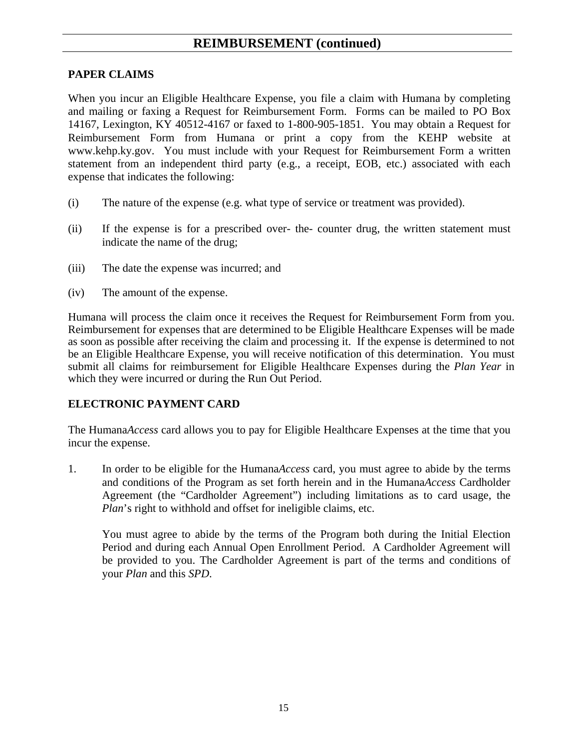## REIMBURSEMENT (continued)

### PAPER CLAIMS

When you incur an Eligible Healthcare Expense, you file a claim with Humana by completing and mailing or faxing a Request for Reimbursement Form. Forms can be mailed to PO Box 14167, Lexington, KY 40512-4167 or faxed to 1-800-905-1851. You may obtain a Request for Reimbursement Form from Humana or print a copy from the KEHP website at www.kehp.ky.gov. You must include with your Request for Reimbursement Form a written statement from an independent third party (e.g., a receipt, EOB, etc.) associated with each expense that indicates the following:

(i) The nature of the expense (e.g. what type of service or treatment was provided).

(ii) If the expense is for a prescribed over- the- counter drug, the written statement must indicate the name of the drug;

(iii) The date the expense was incurred; and

(iv) The amount of the expense.

Humana will process the claim once it receives the Request for Reimbursement Form from you. Reimbursement for expenses that are determined to be Eligible Healthcare Expenses will be made as soon as possible after receiving the claim and processing it. If the expense is determined to not be an Eligible Healthcare Expense, you will receive notification of this determination. You must submit all claims for reimbursement for Eligible Healthcare Expenses during the *Plan Year* in which they were incurred or during the Run Out Period.

### ELECTRONIC PAYMENT CARD

The Humana*Access* card allows you to pay for Eligible Healthcare Expenses at the time that you incur the expense.

1. In order to be eligible for the Humana*Access* card, you must agree to abide by the terms and conditions of the Program as set forth herein and in the Humana*Access* Cardholder Agreement (the "Cardholder Agreement") including limitations as to card usage, the *Plan*'s right to withhold and offset for ineligible claims, etc.

   You must agree to abide by the terms of the Program both during the Initial Election Period and during each Annual Open Enrollment Period. A Cardholder Agreement will be provided to you. The Cardholder Agreement is part of the terms and conditions of your *Plan* and this *SPD*.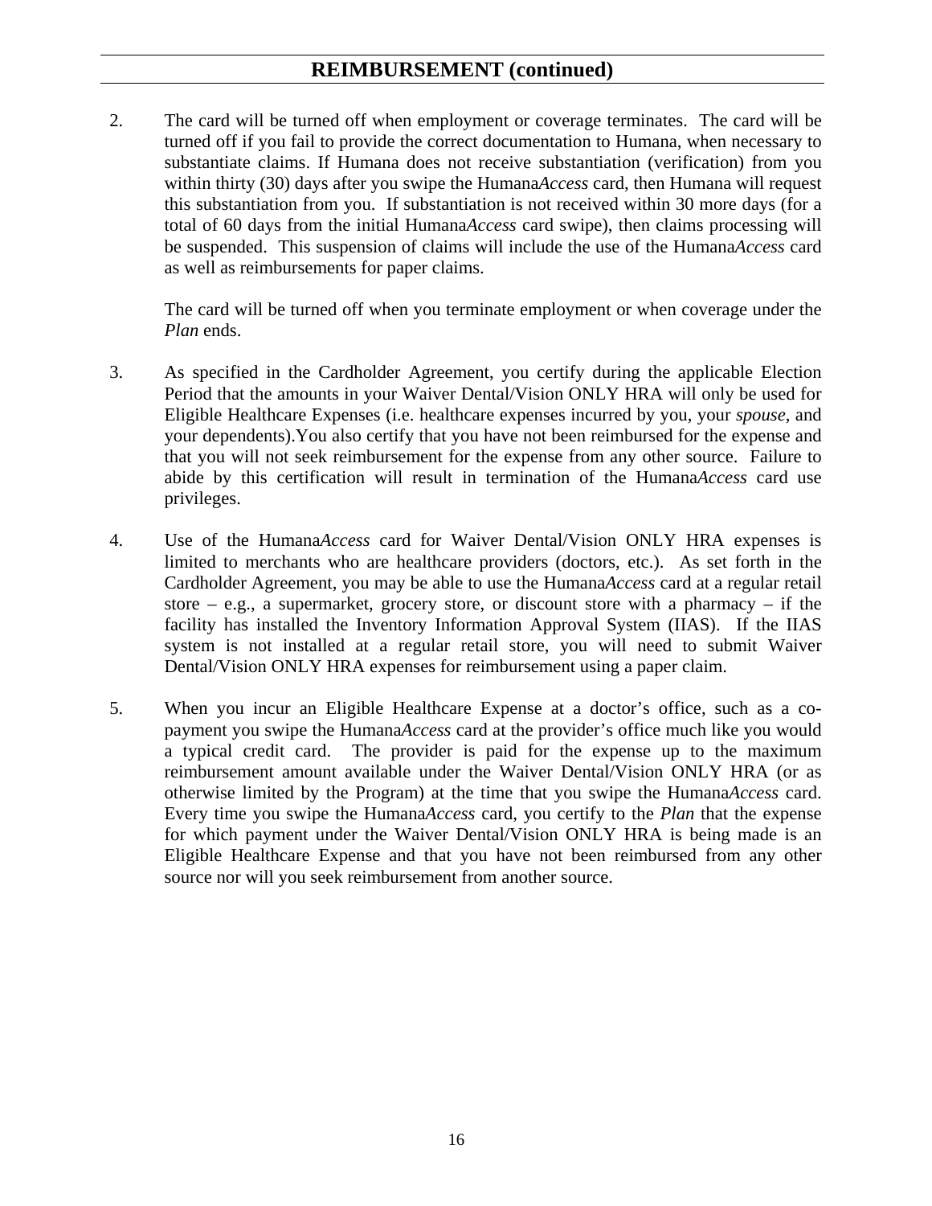## REIMBURSEMENT (continued)

2. The card will be turned off when employment or coverage terminates. The card will be turned off if you fail to provide the correct documentation to Humana, when necessary to substantiate claims. If Humana does not receive substantiation (verification) from you within thirty (30) days after you swipe the Humana*Access* card, then Humana will request this substantiation from you. If substantiation is not received within 30 more days (for a total of 60 days from the initial Humana*Access* card swipe), then claims processing will be suspended. This suspension of claims will include the use of the Humana*Access* card as well as reimbursements for paper claims.

   The card will be turned off when you terminate employment or when coverage under the *Plan* ends.

3. As specified in the Cardholder Agreement, you certify during the applicable Election Period that the amounts in your Waiver Dental/Vision ONLY HRA will only be used for Eligible Healthcare Expenses (i.e. healthcare expenses incurred by you, your *spouse*, and your dependents).You also certify that you have not been reimbursed for the expense and that you will not seek reimbursement for the expense from any other source. Failure to abide by this certification will result in termination of the Humana*Access* card use privileges.

4. Use of the Humana*Access* card for Waiver Dental/Vision ONLY HRA expenses is limited to merchants who are healthcare providers (doctors, etc.). As set forth in the Cardholder Agreement, you may be able to use the Humana*Access* card at a regular retail store – e.g., a supermarket, grocery store, or discount store with a pharmacy – if the facility has installed the Inventory Information Approval System (IIAS). If the IIAS system is not installed at a regular retail store, you will need to submit Waiver Dental/Vision ONLY HRA expenses for reimbursement using a paper claim.

5. When you incur an Eligible Healthcare Expense at a doctor's office, such as a co-payment you swipe the Humana*Access* card at the provider's office much like you would a typical credit card. The provider is paid for the expense up to the maximum reimbursement amount available under the Waiver Dental/Vision ONLY HRA (or as otherwise limited by the Program) at the time that you swipe the Humana*Access* card. Every time you swipe the Humana*Access* card, you certify to the *Plan* that the expense for which payment under the Waiver Dental/Vision ONLY HRA is being made is an Eligible Healthcare Expense and that you have not been reimbursed from any other source nor will you seek reimbursement from another source.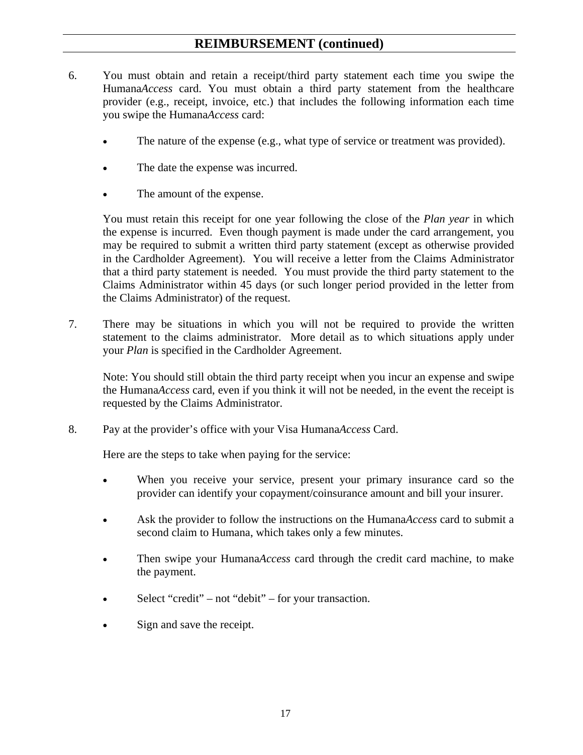## REIMBURSEMENT (continued)

6. You must obtain and retain a receipt/third party statement each time you swipe the Humana*Access* card. You must obtain a third party statement from the healthcare provider (e.g., receipt, invoice, etc.) that includes the following information each time you swipe the Humana*Access* card:

   - The nature of the expense (e.g., what type of service or treatment was provided).
   - The date the expense was incurred.
   - The amount of the expense.

   You must retain this receipt for one year following the close of the *Plan year* in which the expense is incurred. Even though payment is made under the card arrangement, you may be required to submit a written third party statement (except as otherwise provided in the Cardholder Agreement). You will receive a letter from the Claims Administrator that a third party statement is needed. You must provide the third party statement to the Claims Administrator within 45 days (or such longer period provided in the letter from the Claims Administrator) of the request.

7. There may be situations in which you will not be required to provide the written statement to the claims administrator. More detail as to which situations apply under your *Plan* is specified in the Cardholder Agreement.

   Note: You should still obtain the third party receipt when you incur an expense and swipe the Humana*Access* card, even if you think it will not be needed, in the event the receipt is requested by the Claims Administrator.

8. Pay at the provider's office with your Visa Humana*Access* Card.

   Here are the steps to take when paying for the service:

   - When you receive your service, present your primary insurance card so the provider can identify your copayment/coinsurance amount and bill your insurer.
   - Ask the provider to follow the instructions on the Humana*Access* card to submit a second claim to Humana, which takes only a few minutes.
   - Then swipe your Humana*Access* card through the credit card machine, to make the payment.
   - Select "credit" – not "debit" – for your transaction.
   - Sign and save the receipt.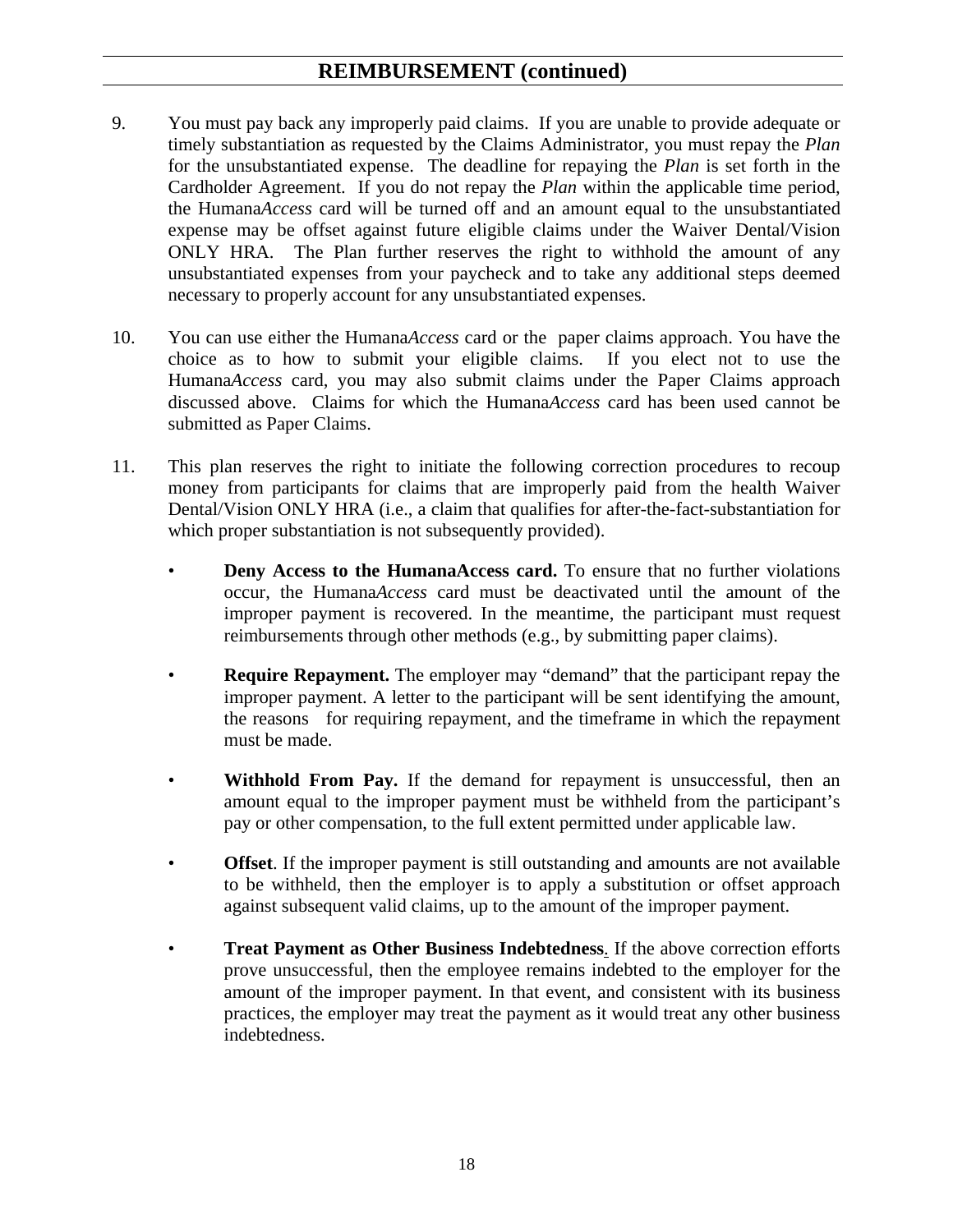## REIMBURSEMENT (continued)

9. You must pay back any improperly paid claims. If you are unable to provide adequate or timely substantiation as requested by the Claims Administrator, you must repay the *Plan* for the unsubstantiated expense. The deadline for repaying the *Plan* is set forth in the Cardholder Agreement. If you do not repay the *Plan* within the applicable time period, the Humana*Access* card will be turned off and an amount equal to the unsubstantiated expense may be offset against future eligible claims under the Waiver Dental/Vision ONLY HRA. The Plan further reserves the right to withhold the amount of any unsubstantiated expenses from your paycheck and to take any additional steps deemed necessary to properly account for any unsubstantiated expenses.

10. You can use either the Humana*Access* card or the paper claims approach. You have the choice as to how to submit your eligible claims. If you elect not to use the Humana*Access* card, you may also submit claims under the Paper Claims approach discussed above. Claims for which the Humana*Access* card has been used cannot be submitted as Paper Claims.

11. This plan reserves the right to initiate the following correction procedures to recoup money from participants for claims that are improperly paid from the health Waiver Dental/Vision ONLY HRA (i.e., a claim that qualifies for after-the-fact-substantiation for which proper substantiation is not subsequently provided).

    - **Deny Access to the HumanaAccess card.** To ensure that no further violations occur, the Humana*Access* card must be deactivated until the amount of the improper payment is recovered. In the meantime, the participant must request reimbursements through other methods (e.g., by submitting paper claims).

    - **Require Repayment.** The employer may "demand" that the participant repay the improper payment. A letter to the participant will be sent identifying the amount, the reasons for requiring repayment, and the timeframe in which the repayment must be made.

    - **Withhold From Pay.** If the demand for repayment is unsuccessful, then an amount equal to the improper payment must be withheld from the participant's pay or other compensation, to the full extent permitted under applicable law.

    - **Offset**. If the improper payment is still outstanding and amounts are not available to be withheld, then the employer is to apply a substitution or offset approach against subsequent valid claims, up to the amount of the improper payment.

    - **Treat Payment as Other Business Indebtedness**. If the above correction efforts prove unsuccessful, then the employee remains indebted to the employer for the amount of the improper payment. In that event, and consistent with its business practices, the employer may treat the payment as it would treat any other business indebtedness.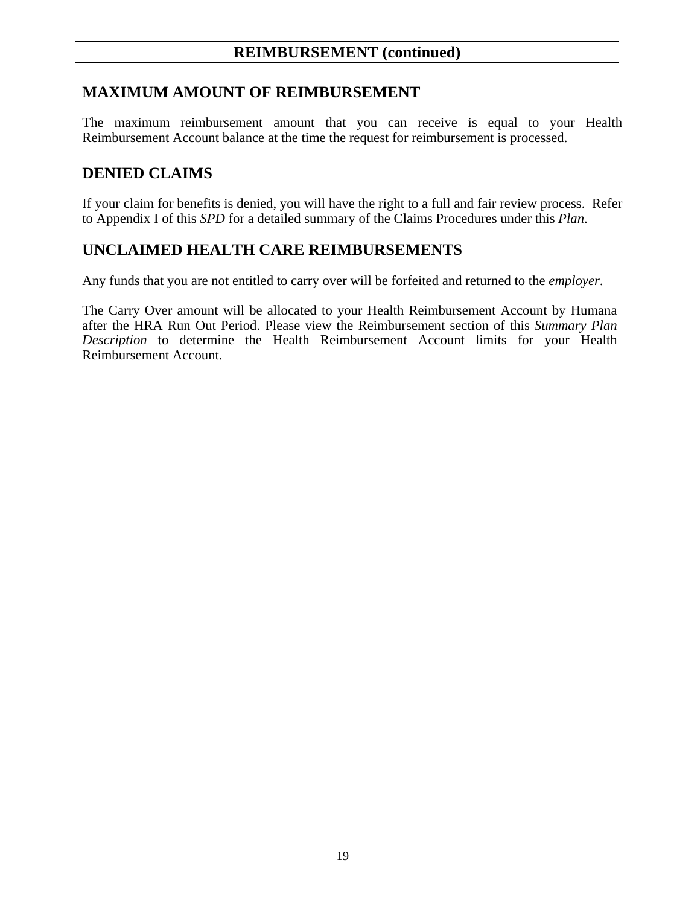## REIMBURSEMENT (continued)

### MAXIMUM AMOUNT OF REIMBURSEMENT

The maximum reimbursement amount that you can receive is equal to your Health Reimbursement Account balance at the time the request for reimbursement is processed.

### DENIED CLAIMS

If your claim for benefits is denied, you will have the right to a full and fair review process. Refer to Appendix I of this *SPD* for a detailed summary of the Claims Procedures under this *Plan*.

### UNCLAIMED HEALTH CARE REIMBURSEMENTS

Any funds that you are not entitled to carry over will be forfeited and returned to the *employer*.

The Carry Over amount will be allocated to your Health Reimbursement Account by Humana after the HRA Run Out Period. Please view the Reimbursement section of this *Summary Plan Description* to determine the Health Reimbursement Account limits for your Health Reimbursement Account.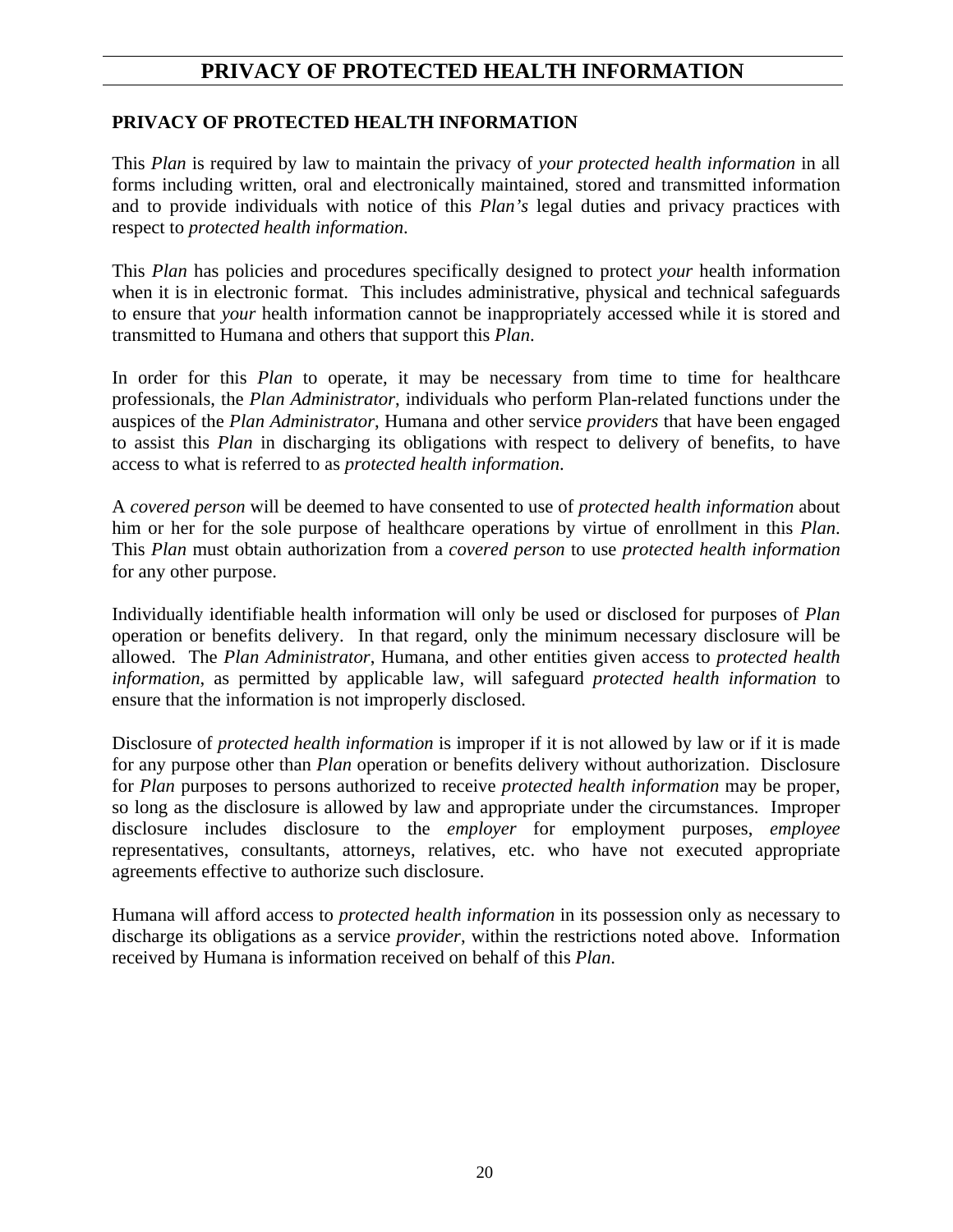# PRIVACY OF PROTECTED HEALTH INFORMATION

## PRIVACY OF PROTECTED HEALTH INFORMATION

This *Plan* is required by law to maintain the privacy of *your protected health information* in all forms including written, oral and electronically maintained, stored and transmitted information and to provide individuals with notice of this *Plan's* legal duties and privacy practices with respect to *protected health information*.

This *Plan* has policies and procedures specifically designed to protect *your* health information when it is in electronic format. This includes administrative, physical and technical safeguards to ensure that *your* health information cannot be inappropriately accessed while it is stored and transmitted to Humana and others that support this *Plan*.

In order for this *Plan* to operate, it may be necessary from time to time for healthcare professionals, the *Plan Administrator*, individuals who perform Plan-related functions under the auspices of the *Plan Administrator*, Humana and other service *providers* that have been engaged to assist this *Plan* in discharging its obligations with respect to delivery of benefits, to have access to what is referred to as *protected health information*.

A *covered person* will be deemed to have consented to use of *protected health information* about him or her for the sole purpose of healthcare operations by virtue of enrollment in this *Plan*. This *Plan* must obtain authorization from a *covered person* to use *protected health information* for any other purpose.

Individually identifiable health information will only be used or disclosed for purposes of *Plan* operation or benefits delivery. In that regard, only the minimum necessary disclosure will be allowed. The *Plan Administrator*, Humana, and other entities given access to *protected health information*, as permitted by applicable law, will safeguard *protected health information* to ensure that the information is not improperly disclosed.

Disclosure of *protected health information* is improper if it is not allowed by law or if it is made for any purpose other than *Plan* operation or benefits delivery without authorization. Disclosure for *Plan* purposes to persons authorized to receive *protected health information* may be proper, so long as the disclosure is allowed by law and appropriate under the circumstances. Improper disclosure includes disclosure to the *employer* for employment purposes, *employee* representatives, consultants, attorneys, relatives, etc. who have not executed appropriate agreements effective to authorize such disclosure.

Humana will afford access to *protected health information* in its possession only as necessary to discharge its obligations as a service *provider*, within the restrictions noted above. Information received by Humana is information received on behalf of this *Plan*.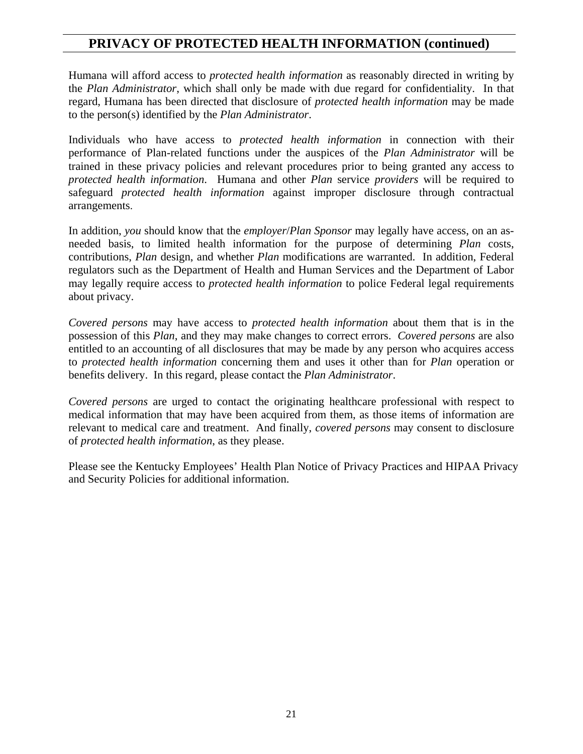## PRIVACY OF PROTECTED HEALTH INFORMATION (continued)

Humana will afford access to *protected health information* as reasonably directed in writing by the *Plan Administrator*, which shall only be made with due regard for confidentiality. In that regard, Humana has been directed that disclosure of *protected health information* may be made to the person(s) identified by the *Plan Administrator*.

Individuals who have access to *protected health information* in connection with their performance of Plan-related functions under the auspices of the *Plan Administrator* will be trained in these privacy policies and relevant procedures prior to being granted any access to *protected health information*. Humana and other *Plan* service *providers* will be required to safeguard *protected health information* against improper disclosure through contractual arrangements.

In addition, *you* should know that the *employer*/*Plan Sponsor* may legally have access, on an as-needed basis, to limited health information for the purpose of determining *Plan* costs, contributions, *Plan* design, and whether *Plan* modifications are warranted. In addition, Federal regulators such as the Department of Health and Human Services and the Department of Labor may legally require access to *protected health information* to police Federal legal requirements about privacy.

*Covered persons* may have access to *protected health information* about them that is in the possession of this *Plan*, and they may make changes to correct errors. *Covered persons* are also entitled to an accounting of all disclosures that may be made by any person who acquires access to *protected health information* concerning them and uses it other than for *Plan* operation or benefits delivery. In this regard, please contact the *Plan Administrator*.

*Covered persons* are urged to contact the originating healthcare professional with respect to medical information that may have been acquired from them, as those items of information are relevant to medical care and treatment. And finally, *covered persons* may consent to disclosure of *protected health information*, as they please.

Please see the Kentucky Employees' Health Plan Notice of Privacy Practices and HIPAA Privacy and Security Policies for additional information.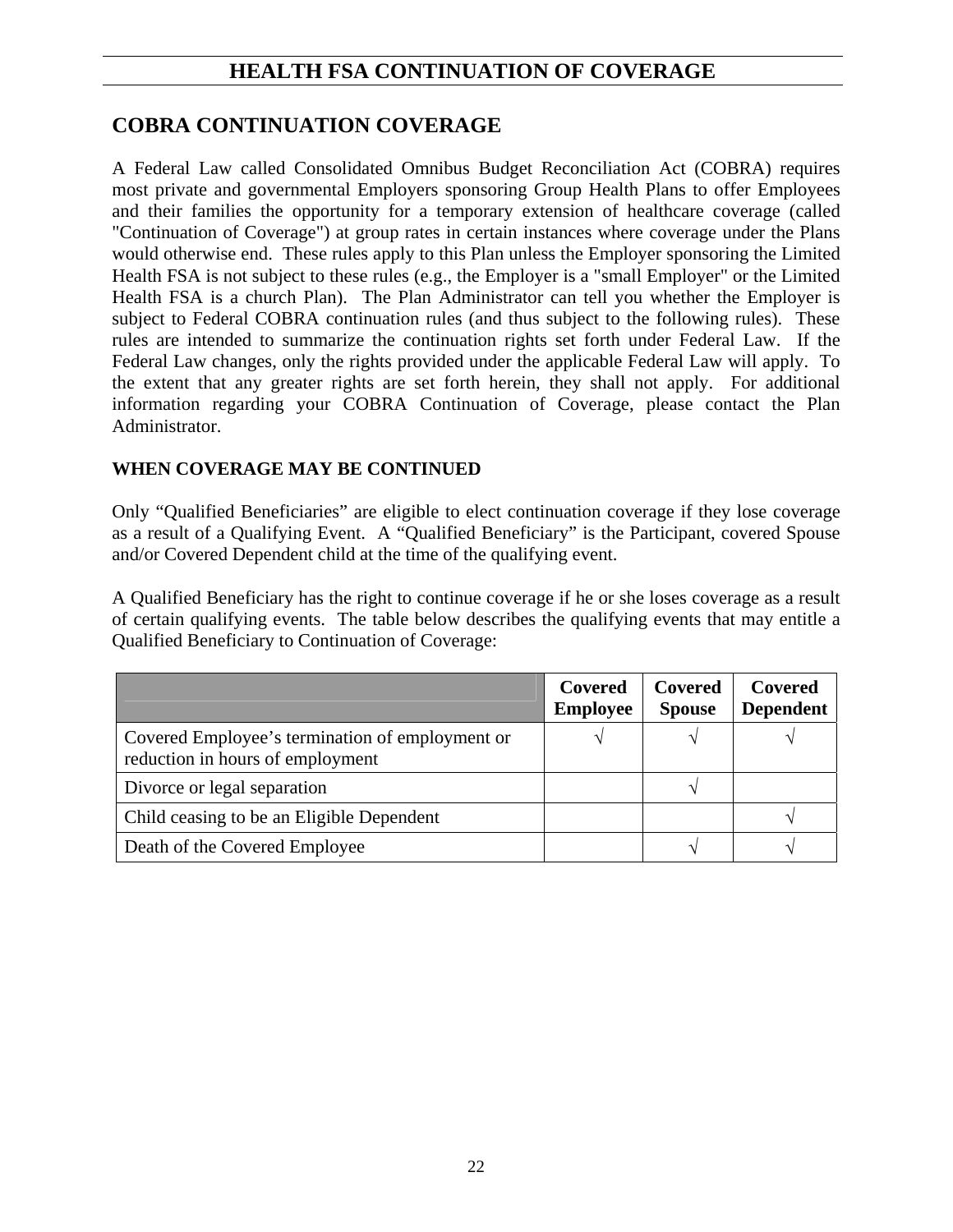# HEALTH FSA CONTINUATION OF COVERAGE

## COBRA CONTINUATION COVERAGE

A Federal Law called Consolidated Omnibus Budget Reconciliation Act (COBRA) requires most private and governmental Employers sponsoring Group Health Plans to offer Employees and their families the opportunity for a temporary extension of healthcare coverage (called "Continuation of Coverage") at group rates in certain instances where coverage under the Plans would otherwise end. These rules apply to this Plan unless the Employer sponsoring the Limited Health FSA is not subject to these rules (e.g., the Employer is a "small Employer" or the Limited Health FSA is a church Plan). The Plan Administrator can tell you whether the Employer is subject to Federal COBRA continuation rules (and thus subject to the following rules). These rules are intended to summarize the continuation rights set forth under Federal Law. If the Federal Law changes, only the rights provided under the applicable Federal Law will apply. To the extent that any greater rights are set forth herein, they shall not apply. For additional information regarding your COBRA Continuation of Coverage, please contact the Plan Administrator.

### WHEN COVERAGE MAY BE CONTINUED

Only "Qualified Beneficiaries" are eligible to elect continuation coverage if they lose coverage as a result of a Qualifying Event. A "Qualified Beneficiary" is the Participant, covered Spouse and/or Covered Dependent child at the time of the qualifying event.

A Qualified Beneficiary has the right to continue coverage if he or she loses coverage as a result of certain qualifying events. The table below describes the qualifying events that may entitle a Qualified Beneficiary to Continuation of Coverage:

| | Covered Employee | Covered Spouse | Covered Dependent |
|---|---|---|---|
| Covered Employee's termination of employment or reduction in hours of employment | √ | √ | √ |
| Divorce or legal separation | | √ | |
| Child ceasing to be an Eligible Dependent | | | √ |
| Death of the Covered Employee | | √ | √ |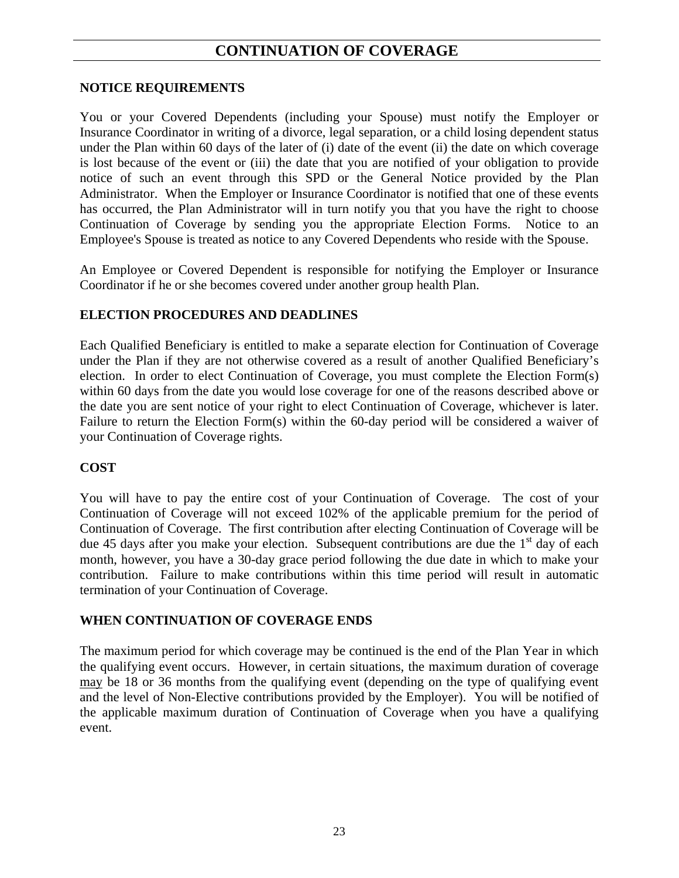# CONTINUATION OF COVERAGE

## NOTICE REQUIREMENTS

You or your Covered Dependents (including your Spouse) must notify the Employer or Insurance Coordinator in writing of a divorce, legal separation, or a child losing dependent status under the Plan within 60 days of the later of (i) date of the event (ii) the date on which coverage is lost because of the event or (iii) the date that you are notified of your obligation to provide notice of such an event through this SPD or the General Notice provided by the Plan Administrator. When the Employer or Insurance Coordinator is notified that one of these events has occurred, the Plan Administrator will in turn notify you that you have the right to choose Continuation of Coverage by sending you the appropriate Election Forms. Notice to an Employee's Spouse is treated as notice to any Covered Dependents who reside with the Spouse.

An Employee or Covered Dependent is responsible for notifying the Employer or Insurance Coordinator if he or she becomes covered under another group health Plan.

## ELECTION PROCEDURES AND DEADLINES

Each Qualified Beneficiary is entitled to make a separate election for Continuation of Coverage under the Plan if they are not otherwise covered as a result of another Qualified Beneficiary's election. In order to elect Continuation of Coverage, you must complete the Election Form(s) within 60 days from the date you would lose coverage for one of the reasons described above or the date you are sent notice of your right to elect Continuation of Coverage, whichever is later. Failure to return the Election Form(s) within the 60-day period will be considered a waiver of your Continuation of Coverage rights.

## COST

You will have to pay the entire cost of your Continuation of Coverage. The cost of your Continuation of Coverage will not exceed 102% of the applicable premium for the period of Continuation of Coverage. The first contribution after electing Continuation of Coverage will be due 45 days after you make your election. Subsequent contributions are due the 1st day of each month, however, you have a 30-day grace period following the due date in which to make your contribution. Failure to make contributions within this time period will result in automatic termination of your Continuation of Coverage.

## WHEN CONTINUATION OF COVERAGE ENDS

The maximum period for which coverage may be continued is the end of the Plan Year in which the qualifying event occurs. However, in certain situations, the maximum duration of coverage <u>may</u> be 18 or 36 months from the qualifying event (depending on the type of qualifying event and the level of Non-Elective contributions provided by the Employer). You will be notified of the applicable maximum duration of Continuation of Coverage when you have a qualifying event.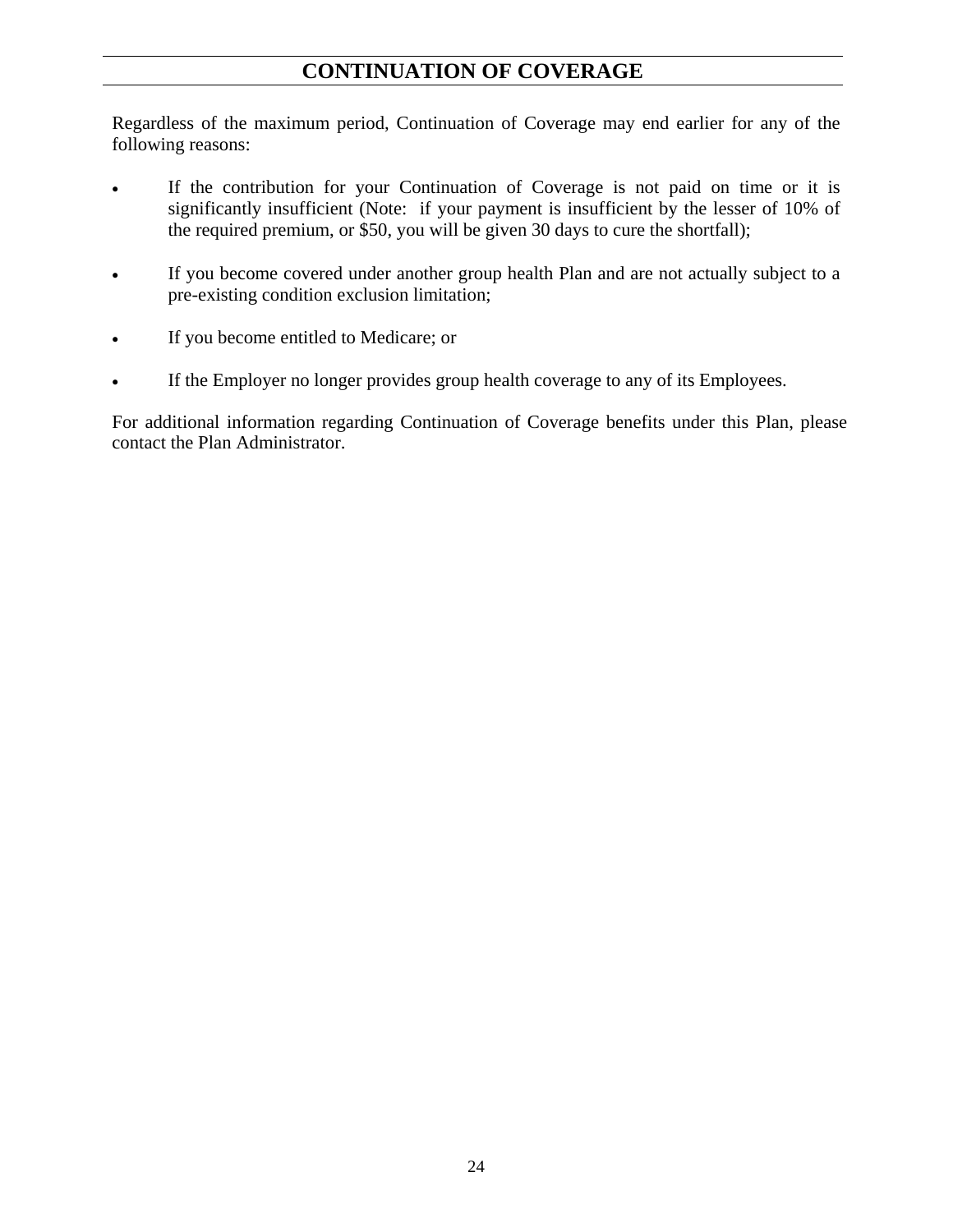# CONTINUATION OF COVERAGE

Regardless of the maximum period, Continuation of Coverage may end earlier for any of the following reasons:

- If the contribution for your Continuation of Coverage is not paid on time or it is significantly insufficient (Note: if your payment is insufficient by the lesser of 10% of the required premium, or $50, you will be given 30 days to cure the shortfall);
- If you become covered under another group health Plan and are not actually subject to a pre-existing condition exclusion limitation;
- If you become entitled to Medicare; or
- If the Employer no longer provides group health coverage to any of its Employees.

For additional information regarding Continuation of Coverage benefits under this Plan, please contact the Plan Administrator.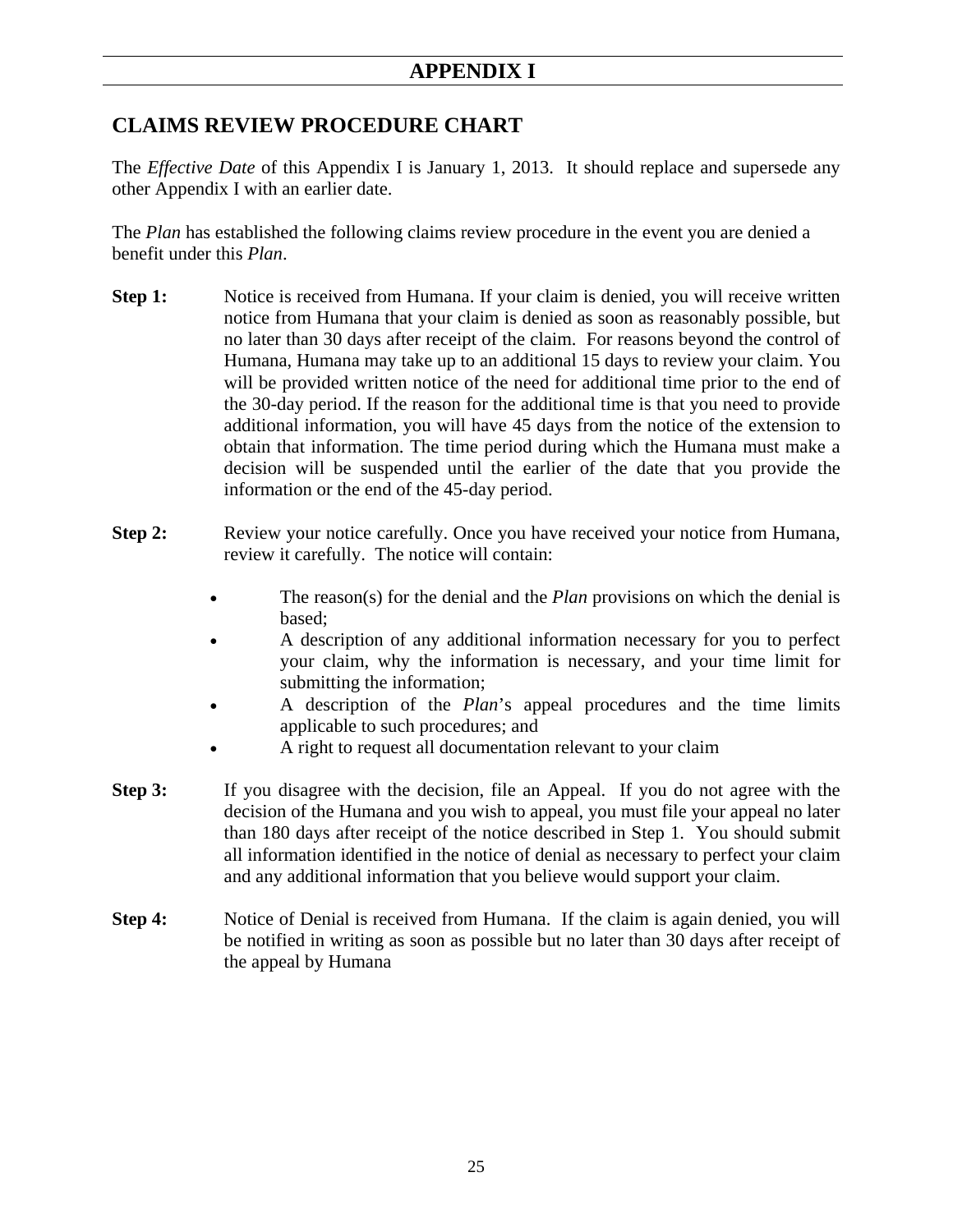# APPENDIX I

## CLAIMS REVIEW PROCEDURE CHART

The *Effective Date* of this Appendix I is January 1, 2013. It should replace and supersede any other Appendix I with an earlier date.

The *Plan* has established the following claims review procedure in the event you are denied a benefit under this *Plan*.

**Step 1:** Notice is received from Humana. If your claim is denied, you will receive written notice from Humana that your claim is denied as soon as reasonably possible, but no later than 30 days after receipt of the claim. For reasons beyond the control of Humana, Humana may take up to an additional 15 days to review your claim. You will be provided written notice of the need for additional time prior to the end of the 30-day period. If the reason for the additional time is that you need to provide additional information, you will have 45 days from the notice of the extension to obtain that information. The time period during which the Humana must make a decision will be suspended until the earlier of the date that you provide the information or the end of the 45-day period.

**Step 2:** Review your notice carefully. Once you have received your notice from Humana, review it carefully. The notice will contain:

- The reason(s) for the denial and the *Plan* provisions on which the denial is based;
- A description of any additional information necessary for you to perfect your claim, why the information is necessary, and your time limit for submitting the information;
- A description of the *Plan*'s appeal procedures and the time limits applicable to such procedures; and
- A right to request all documentation relevant to your claim

**Step 3:** If you disagree with the decision, file an Appeal. If you do not agree with the decision of the Humana and you wish to appeal, you must file your appeal no later than 180 days after receipt of the notice described in Step 1. You should submit all information identified in the notice of denial as necessary to perfect your claim and any additional information that you believe would support your claim.

**Step 4:** Notice of Denial is received from Humana. If the claim is again denied, you will be notified in writing as soon as possible but no later than 30 days after receipt of the appeal by Humana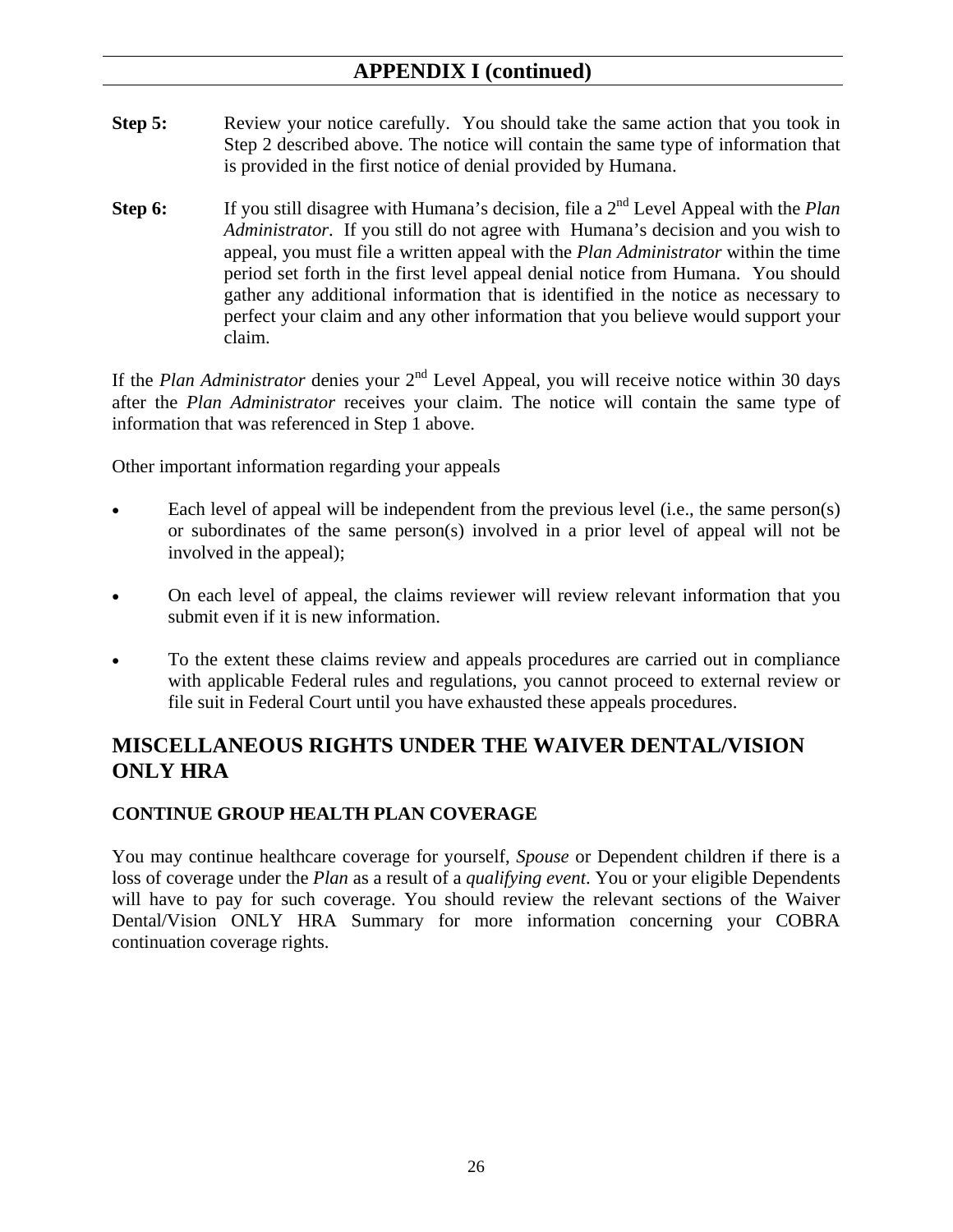## APPENDIX I (continued)

**Step 5:** Review your notice carefully. You should take the same action that you took in Step 2 described above. The notice will contain the same type of information that is provided in the first notice of denial provided by Humana.

**Step 6:** If you still disagree with Humana's decision, file a 2nd Level Appeal with the *Plan Administrator*. If you still do not agree with Humana's decision and you wish to appeal, you must file a written appeal with the *Plan Administrator* within the time period set forth in the first level appeal denial notice from Humana. You should gather any additional information that is identified in the notice as necessary to perfect your claim and any other information that you believe would support your claim.

If the *Plan Administrator* denies your 2nd Level Appeal, you will receive notice within 30 days after the *Plan Administrator* receives your claim. The notice will contain the same type of information that was referenced in Step 1 above.

Other important information regarding your appeals

- Each level of appeal will be independent from the previous level (i.e., the same person(s) or subordinates of the same person(s) involved in a prior level of appeal will not be involved in the appeal);
- On each level of appeal, the claims reviewer will review relevant information that you submit even if it is new information.
- To the extent these claims review and appeals procedures are carried out in compliance with applicable Federal rules and regulations, you cannot proceed to external review or file suit in Federal Court until you have exhausted these appeals procedures.

## MISCELLANEOUS RIGHTS UNDER THE WAIVER DENTAL/VISION ONLY HRA

### CONTINUE GROUP HEALTH PLAN COVERAGE

You may continue healthcare coverage for yourself, *Spouse* or Dependent children if there is a loss of coverage under the *Plan* as a result of a *qualifying event*. You or your eligible Dependents will have to pay for such coverage. You should review the relevant sections of the Waiver Dental/Vision ONLY HRA Summary for more information concerning your COBRA continuation coverage rights.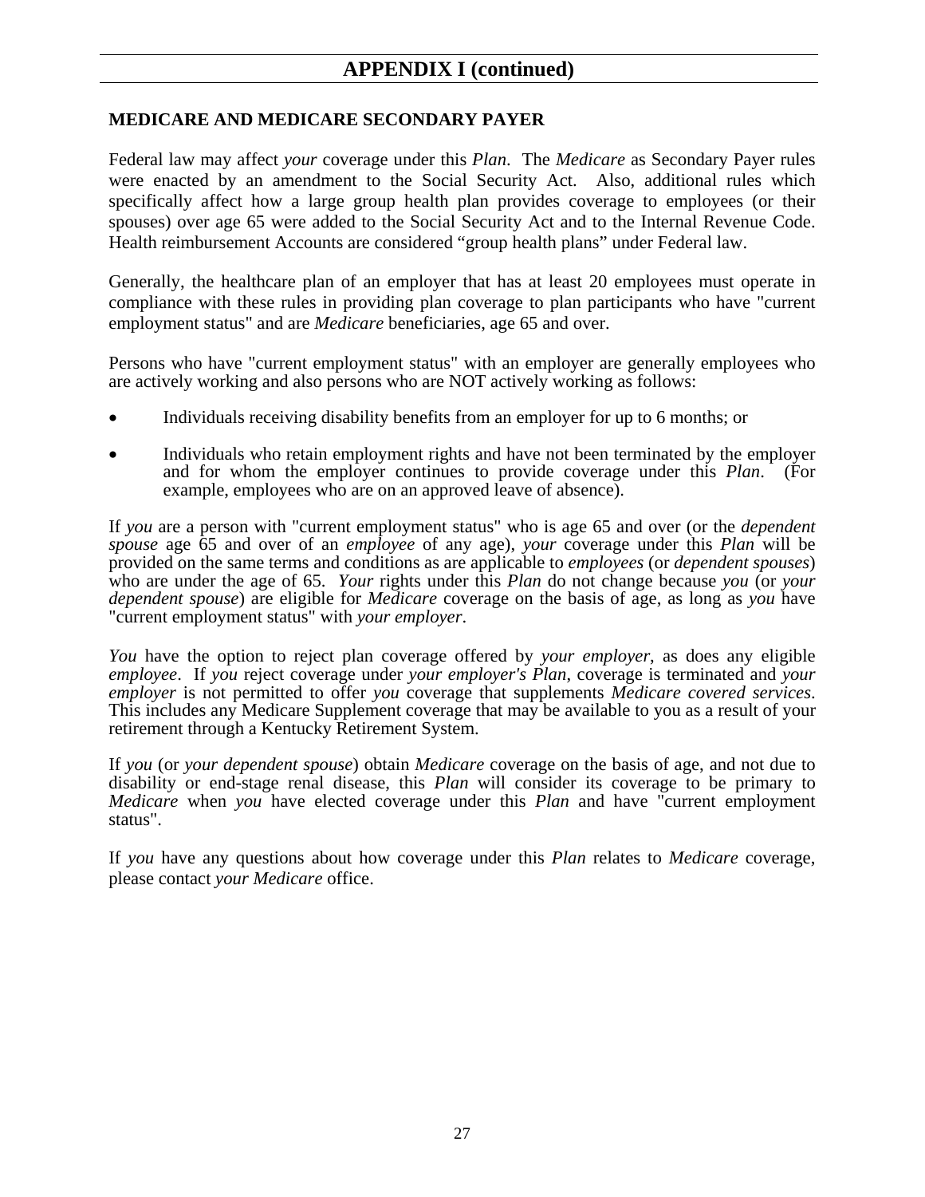## APPENDIX I (continued)

### MEDICARE AND MEDICARE SECONDARY PAYER

Federal law may affect *your* coverage under this *Plan*. The *Medicare* as Secondary Payer rules were enacted by an amendment to the Social Security Act. Also, additional rules which specifically affect how a large group health plan provides coverage to employees (or their spouses) over age 65 were added to the Social Security Act and to the Internal Revenue Code. Health reimbursement Accounts are considered "group health plans" under Federal law.

Generally, the healthcare plan of an employer that has at least 20 employees must operate in compliance with these rules in providing plan coverage to plan participants who have "current employment status" and are *Medicare* beneficiaries, age 65 and over.

Persons who have "current employment status" with an employer are generally employees who are actively working and also persons who are NOT actively working as follows:

- Individuals receiving disability benefits from an employer for up to 6 months; or
- Individuals who retain employment rights and have not been terminated by the employer and for whom the employer continues to provide coverage under this *Plan*. (For example, employees who are on an approved leave of absence).

If *you* are a person with "current employment status" who is age 65 and over (or the *dependent spouse* age 65 and over of an *employee* of any age), *your* coverage under this *Plan* will be provided on the same terms and conditions as are applicable to *employees* (or *dependent spouses*) who are under the age of 65. *Your* rights under this *Plan* do not change because *you* (or *your dependent spouse*) are eligible for *Medicare* coverage on the basis of age, as long as *you* have "current employment status" with *your employer*.

*You* have the option to reject plan coverage offered by *your employer*, as does any eligible *employee*. If *you* reject coverage under *your employer's Plan*, coverage is terminated and *your employer* is not permitted to offer *you* coverage that supplements *Medicare covered services*. This includes any Medicare Supplement coverage that may be available to you as a result of your retirement through a Kentucky Retirement System.

If *you* (or *your dependent spouse*) obtain *Medicare* coverage on the basis of age, and not due to disability or end-stage renal disease, this *Plan* will consider its coverage to be primary to *Medicare* when *you* have elected coverage under this *Plan* and have "current employment status".

If *you* have any questions about how coverage under this *Plan* relates to *Medicare* coverage, please contact *your Medicare* office.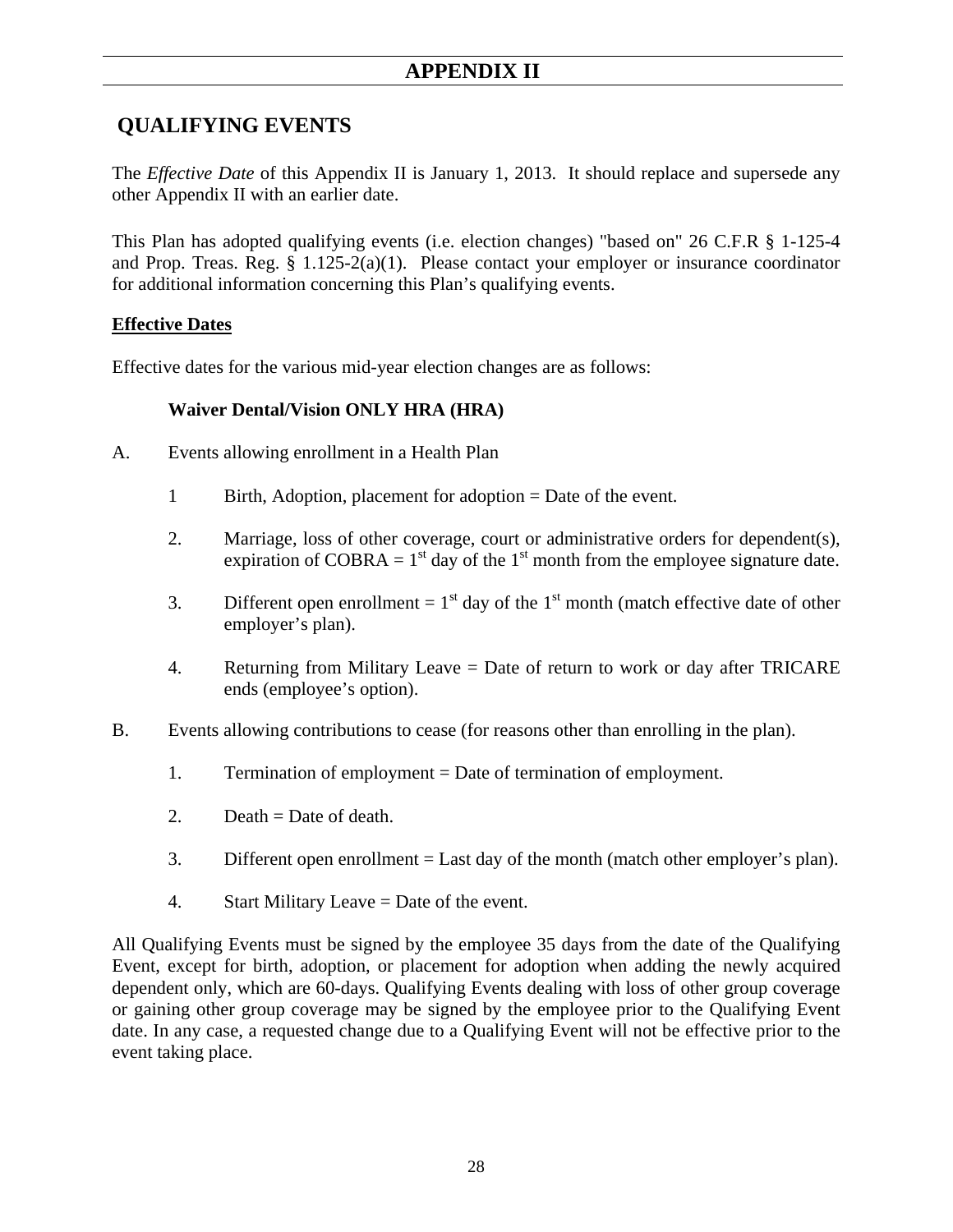# APPENDIX II

## QUALIFYING EVENTS

The *Effective Date* of this Appendix II is January 1, 2013. It should replace and supersede any other Appendix II with an earlier date.

This Plan has adopted qualifying events (i.e. election changes) "based on" 26 C.F.R § 1-125-4 and Prop. Treas. Reg. § 1.125-2(a)(1). Please contact your employer or insurance coordinator for additional information concerning this Plan's qualifying events.

**Effective Dates**

Effective dates for the various mid-year election changes are as follows:

**Waiver Dental/Vision ONLY HRA (HRA)**

A. Events allowing enrollment in a Health Plan

1 Birth, Adoption, placement for adoption = Date of the event.

2. Marriage, loss of other coverage, court or administrative orders for dependent(s), expiration of COBRA = 1st day of the 1st month from the employee signature date.

3. Different open enrollment = 1st day of the 1st month (match effective date of other employer's plan).

4. Returning from Military Leave = Date of return to work or day after TRICARE ends (employee's option).

B. Events allowing contributions to cease (for reasons other than enrolling in the plan).

1. Termination of employment = Date of termination of employment.

2. Death = Date of death.

3. Different open enrollment = Last day of the month (match other employer's plan).

4. Start Military Leave = Date of the event.

All Qualifying Events must be signed by the employee 35 days from the date of the Qualifying Event, except for birth, adoption, or placement for adoption when adding the newly acquired dependent only, which are 60-days. Qualifying Events dealing with loss of other group coverage or gaining other group coverage may be signed by the employee prior to the Qualifying Event date. In any case, a requested change due to a Qualifying Event will not be effective prior to the event taking place.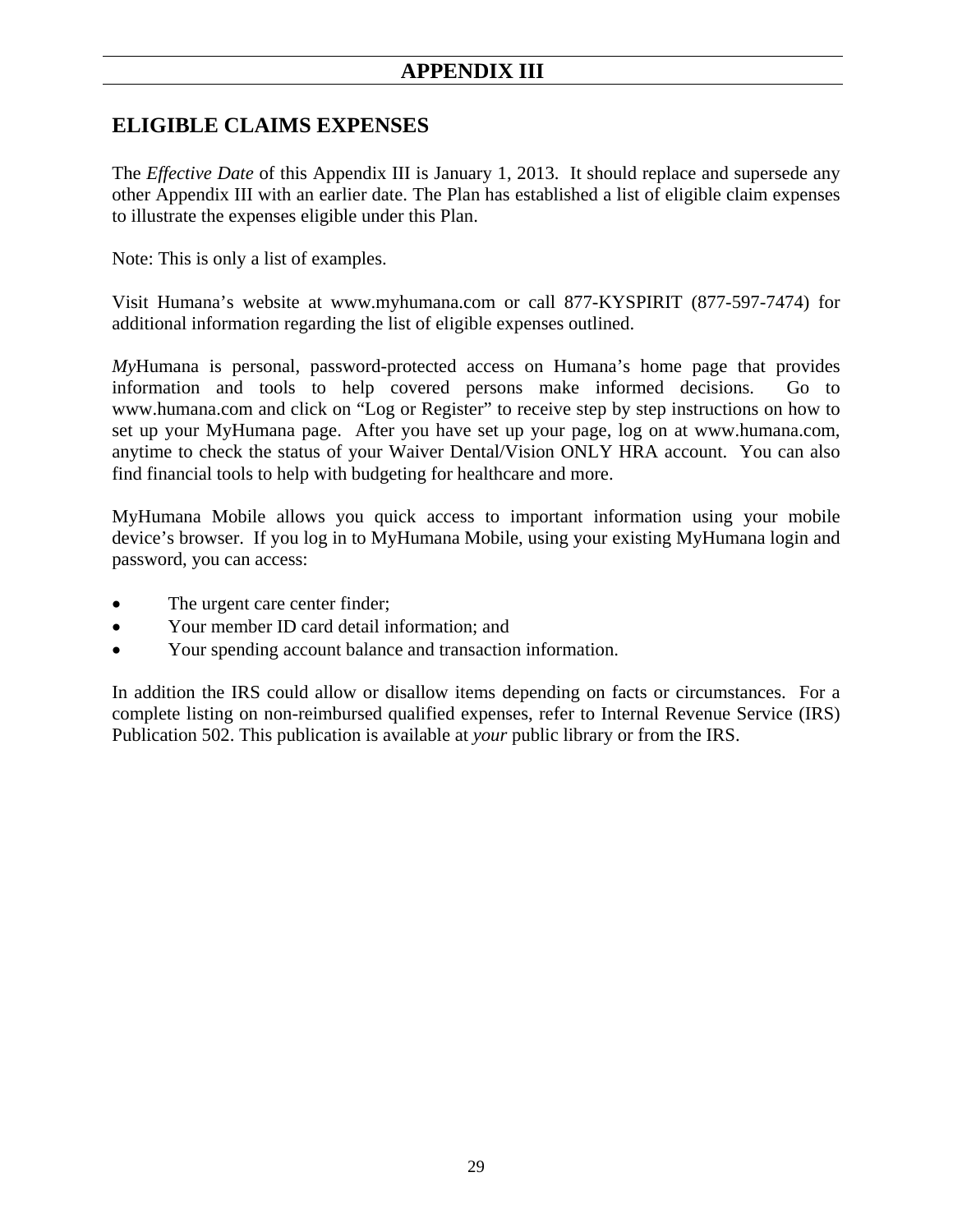# APPENDIX III

## ELIGIBLE CLAIMS EXPENSES

The *Effective Date* of this Appendix III is January 1, 2013. It should replace and supersede any other Appendix III with an earlier date. The Plan has established a list of eligible claim expenses to illustrate the expenses eligible under this Plan.

Note: This is only a list of examples.

Visit Humana's website at www.myhumana.com or call 877-KYSPIRIT (877-597-7474) for additional information regarding the list of eligible expenses outlined.

*My*Humana is personal, password-protected access on Humana's home page that provides information and tools to help covered persons make informed decisions. Go to www.humana.com and click on "Log or Register" to receive step by step instructions on how to set up your MyHumana page. After you have set up your page, log on at www.humana.com, anytime to check the status of your Waiver Dental/Vision ONLY HRA account. You can also find financial tools to help with budgeting for healthcare and more.

MyHumana Mobile allows you quick access to important information using your mobile device's browser. If you log in to MyHumana Mobile, using your existing MyHumana login and password, you can access:

- The urgent care center finder;
- Your member ID card detail information; and
- Your spending account balance and transaction information.

In addition the IRS could allow or disallow items depending on facts or circumstances. For a complete listing on non-reimbursed qualified expenses, refer to Internal Revenue Service (IRS) Publication 502. This publication is available at *your* public library or from the IRS.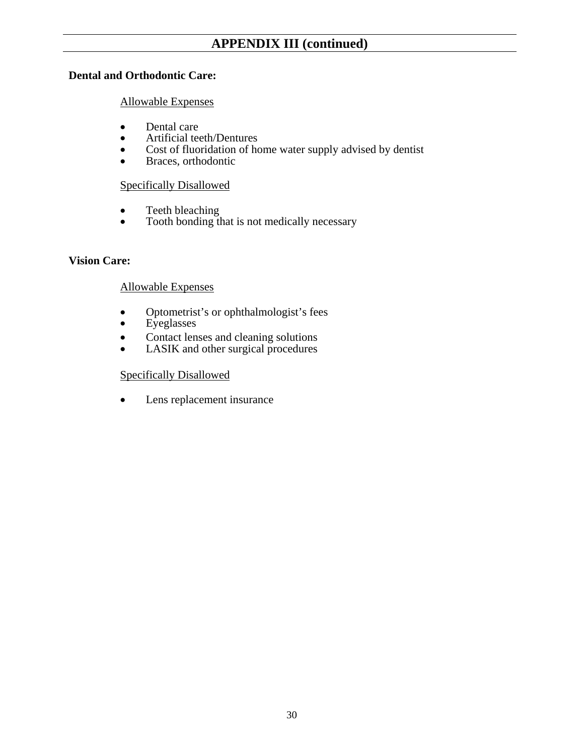## APPENDIX III (continued)

**Dental and Orthodontic Care:**

Allowable Expenses

- Dental care
- Artificial teeth/Dentures
- Cost of fluoridation of home water supply advised by dentist
- Braces, orthodontic

Specifically Disallowed

- Teeth bleaching
- Tooth bonding that is not medically necessary

**Vision Care:**

Allowable Expenses

- Optometrist's or ophthalmologist's fees
- Eyeglasses
- Contact lenses and cleaning solutions
- LASIK and other surgical procedures

Specifically Disallowed

- Lens replacement insurance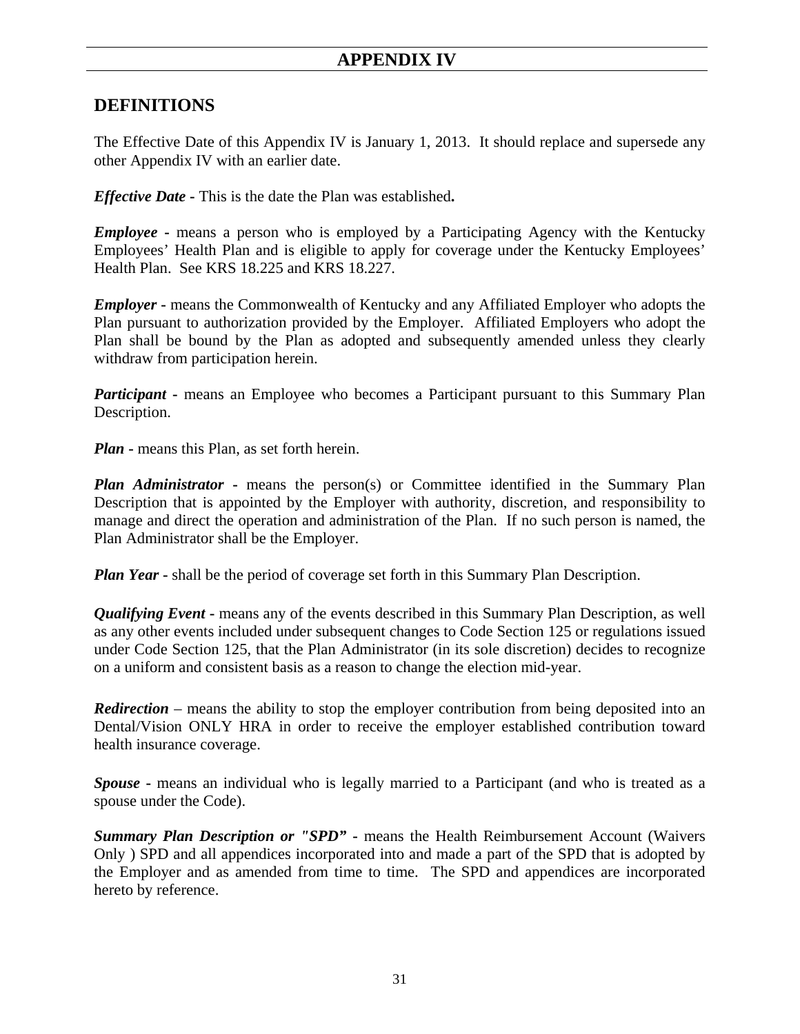# APPENDIX IV

## DEFINITIONS

The Effective Date of this Appendix IV is January 1, 2013. It should replace and supersede any other Appendix IV with an earlier date.

***Effective Date*** - This is the date the Plan was established**.**

***Employee*** - means a person who is employed by a Participating Agency with the Kentucky Employees' Health Plan and is eligible to apply for coverage under the Kentucky Employees' Health Plan. See KRS 18.225 and KRS 18.227.

***Employer*** - means the Commonwealth of Kentucky and any Affiliated Employer who adopts the Plan pursuant to authorization provided by the Employer. Affiliated Employers who adopt the Plan shall be bound by the Plan as adopted and subsequently amended unless they clearly withdraw from participation herein.

***Participant*** - means an Employee who becomes a Participant pursuant to this Summary Plan Description.

***Plan*** - means this Plan, as set forth herein.

***Plan Administrator*** - means the person(s) or Committee identified in the Summary Plan Description that is appointed by the Employer with authority, discretion, and responsibility to manage and direct the operation and administration of the Plan. If no such person is named, the Plan Administrator shall be the Employer.

***Plan Year*** - shall be the period of coverage set forth in this Summary Plan Description.

***Qualifying Event*** - means any of the events described in this Summary Plan Description, as well as any other events included under subsequent changes to Code Section 125 or regulations issued under Code Section 125, that the Plan Administrator (in its sole discretion) decides to recognize on a uniform and consistent basis as a reason to change the election mid-year.

***Redirection*** – means the ability to stop the employer contribution from being deposited into an Dental/Vision ONLY HRA in order to receive the employer established contribution toward health insurance coverage.

***Spouse*** - means an individual who is legally married to a Participant (and who is treated as a spouse under the Code).

***Summary Plan Description or "SPD"*** - means the Health Reimbursement Account (Waivers Only ) SPD and all appendices incorporated into and made a part of the SPD that is adopted by the Employer and as amended from time to time. The SPD and appendices are incorporated hereto by reference.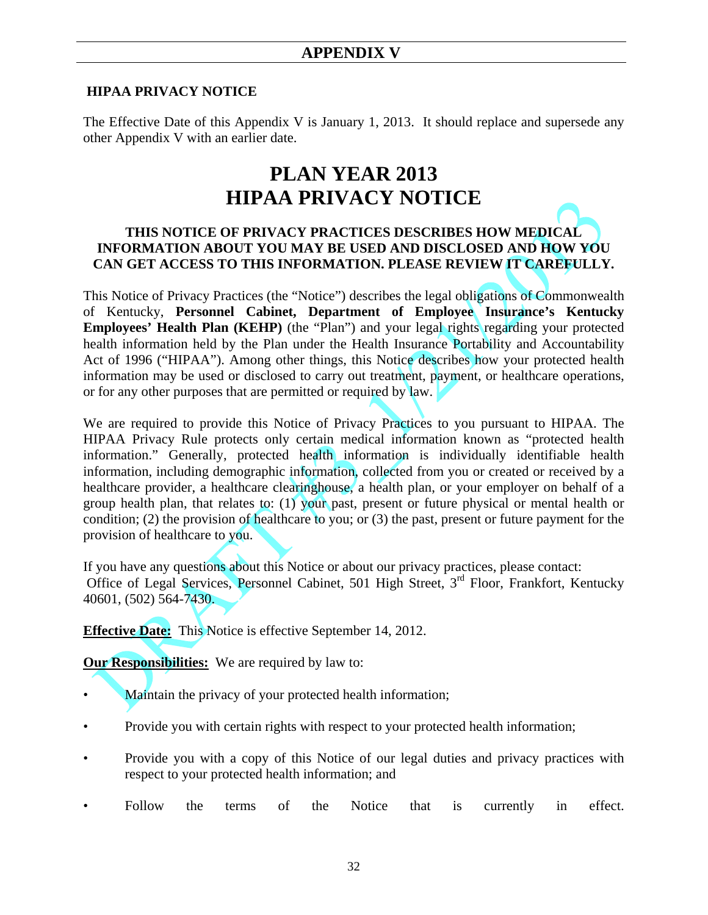# APPENDIX V

**HIPAA PRIVACY NOTICE**

The Effective Date of this Appendix V is January 1, 2013. It should replace and supersede any other Appendix V with an earlier date.

# PLAN YEAR 2013
# HIPAA PRIVACY NOTICE

**THIS NOTICE OF PRIVACY PRACTICES DESCRIBES HOW MEDICAL INFORMATION ABOUT YOU MAY BE USED AND DISCLOSED AND HOW YOU CAN GET ACCESS TO THIS INFORMATION. PLEASE REVIEW IT CAREFULLY.**

This Notice of Privacy Practices (the "Notice") describes the legal obligations of Commonwealth of Kentucky, **Personnel Cabinet, Department of Employee Insurance's Kentucky Employees' Health Plan (KEHP)** (the "Plan") and your legal rights regarding your protected health information held by the Plan under the Health Insurance Portability and Accountability Act of 1996 ("HIPAA"). Among other things, this Notice describes how your protected health information may be used or disclosed to carry out treatment, payment, or healthcare operations, or for any other purposes that are permitted or required by law.

We are required to provide this Notice of Privacy Practices to you pursuant to HIPAA. The HIPAA Privacy Rule protects only certain medical information known as "protected health information." Generally, protected health information is individually identifiable health information, including demographic information, collected from you or created or received by a healthcare provider, a healthcare clearinghouse, a health plan, or your employer on behalf of a group health plan, that relates to: (1) your past, present or future physical or mental health or condition; (2) the provision of healthcare to you; or (3) the past, present or future payment for the provision of healthcare to you.

If you have any questions about this Notice or about our privacy practices, please contact:
Office of Legal Services, Personnel Cabinet, 501 High Street, 3rd Floor, Frankfort, Kentucky 40601, (502) 564-7430.

**Effective Date:** This Notice is effective September 14, 2012.

**Our Responsibilities:** We are required by law to:

- Maintain the privacy of your protected health information;
- Provide you with certain rights with respect to your protected health information;
- Provide you with a copy of this Notice of our legal duties and privacy practices with respect to your protected health information; and
- Follow the terms of the Notice that is currently in effect.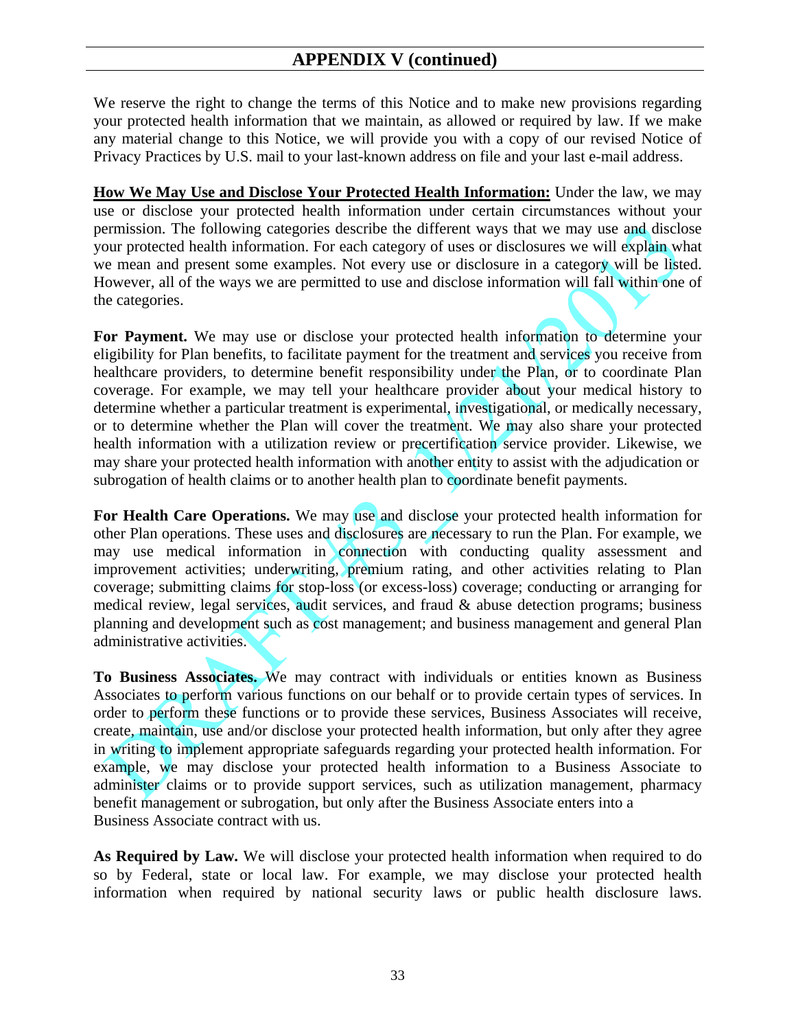## APPENDIX V (continued)

We reserve the right to change the terms of this Notice and to make new provisions regarding your protected health information that we maintain, as allowed or required by law. If we make any material change to this Notice, we will provide you with a copy of our revised Notice of Privacy Practices by U.S. mail to your last-known address on file and your last e-mail address.

**How We May Use and Disclose Your Protected Health Information:** Under the law, we may use or disclose your protected health information under certain circumstances without your permission. The following categories describe the different ways that we may use and disclose your protected health information. For each category of uses or disclosures we will explain what we mean and present some examples. Not every use or disclosure in a category will be listed. However, all of the ways we are permitted to use and disclose information will fall within one of the categories.

**For Payment.** We may use or disclose your protected health information to determine your eligibility for Plan benefits, to facilitate payment for the treatment and services you receive from healthcare providers, to determine benefit responsibility under the Plan, or to coordinate Plan coverage. For example, we may tell your healthcare provider about your medical history to determine whether a particular treatment is experimental, investigational, or medically necessary, or to determine whether the Plan will cover the treatment. We may also share your protected health information with a utilization review or precertification service provider. Likewise, we may share your protected health information with another entity to assist with the adjudication or subrogation of health claims or to another health plan to coordinate benefit payments.

**For Health Care Operations.** We may use and disclose your protected health information for other Plan operations. These uses and disclosures are necessary to run the Plan. For example, we may use medical information in connection with conducting quality assessment and improvement activities; underwriting, premium rating, and other activities relating to Plan coverage; submitting claims for stop-loss (or excess-loss) coverage; conducting or arranging for medical review, legal services, audit services, and fraud & abuse detection programs; business planning and development such as cost management; and business management and general Plan administrative activities.

**To Business Associates.** We may contract with individuals or entities known as Business Associates to perform various functions on our behalf or to provide certain types of services. In order to perform these functions or to provide these services, Business Associates will receive, create, maintain, use and/or disclose your protected health information, but only after they agree in writing to implement appropriate safeguards regarding your protected health information. For example, we may disclose your protected health information to a Business Associate to administer claims or to provide support services, such as utilization management, pharmacy benefit management or subrogation, but only after the Business Associate enters into a Business Associate contract with us.

**As Required by Law.** We will disclose your protected health information when required to do so by Federal, state or local law. For example, we may disclose your protected health information when required by national security laws or public health disclosure laws.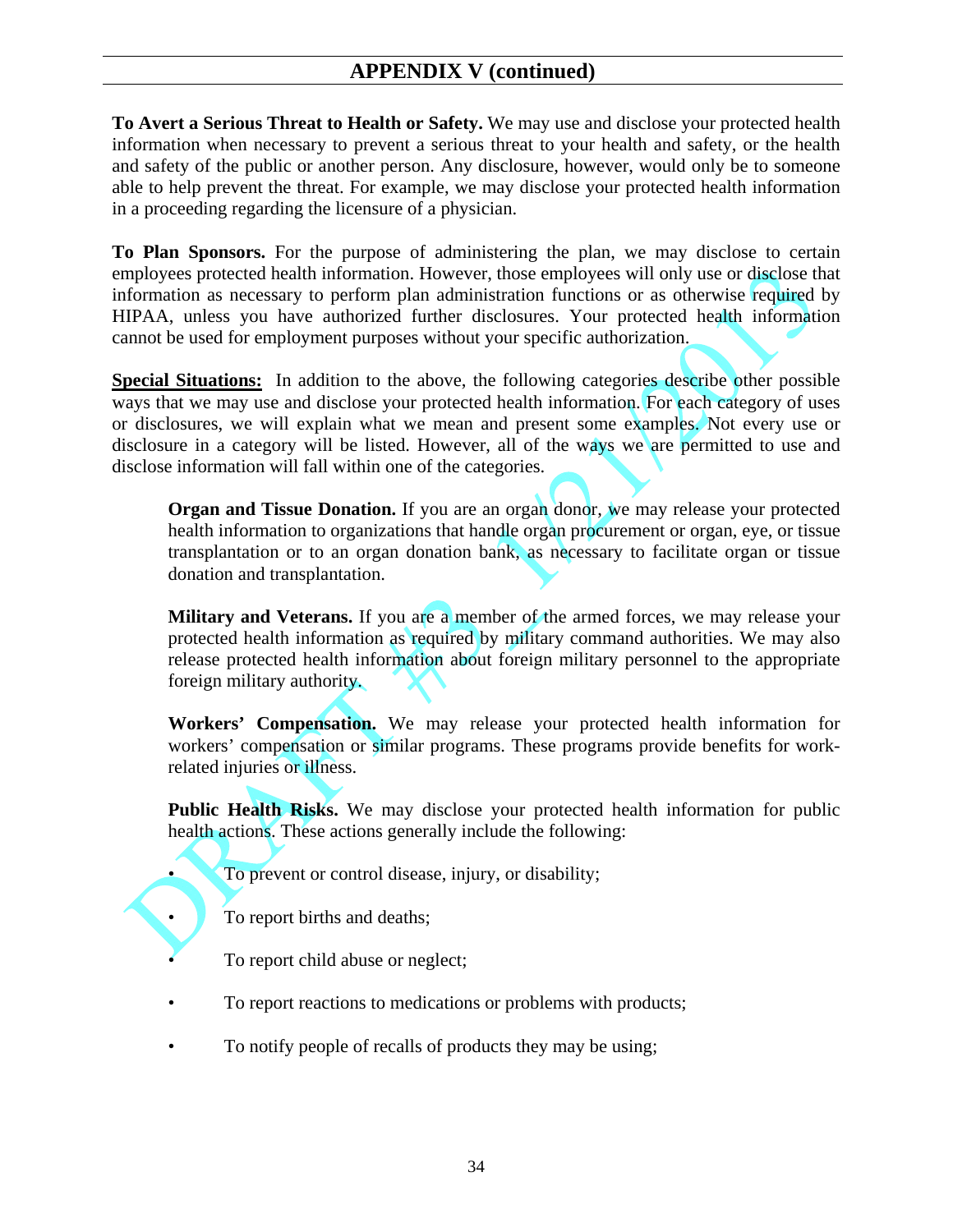## APPENDIX V (continued)

**To Avert a Serious Threat to Health or Safety.** We may use and disclose your protected health information when necessary to prevent a serious threat to your health and safety, or the health and safety of the public or another person. Any disclosure, however, would only be to someone able to help prevent the threat. For example, we may disclose your protected health information in a proceeding regarding the licensure of a physician.

**To Plan Sponsors.** For the purpose of administering the plan, we may disclose to certain employees protected health information. However, those employees will only use or disclose that information as necessary to perform plan administration functions or as otherwise required by HIPAA, unless you have authorized further disclosures. Your protected health information cannot be used for employment purposes without your specific authorization.

**Special Situations:** In addition to the above, the following categories describe other possible ways that we may use and disclose your protected health information. For each category of uses or disclosures, we will explain what we mean and present some examples. Not every use or disclosure in a category will be listed. However, all of the ways we are permitted to use and disclose information will fall within one of the categories.

**Organ and Tissue Donation.** If you are an organ donor, we may release your protected health information to organizations that handle organ procurement or organ, eye, or tissue transplantation or to an organ donation bank, as necessary to facilitate organ or tissue donation and transplantation.

**Military and Veterans.** If you are a member of the armed forces, we may release your protected health information as required by military command authorities. We may also release protected health information about foreign military personnel to the appropriate foreign military authority.

**Workers' Compensation.** We may release your protected health information for workers' compensation or similar programs. These programs provide benefits for work-related injuries or illness.

**Public Health Risks.** We may disclose your protected health information for public health actions. These actions generally include the following:

- To prevent or control disease, injury, or disability;
- To report births and deaths;
- To report child abuse or neglect;
- To report reactions to medications or problems with products;
- To notify people of recalls of products they may be using;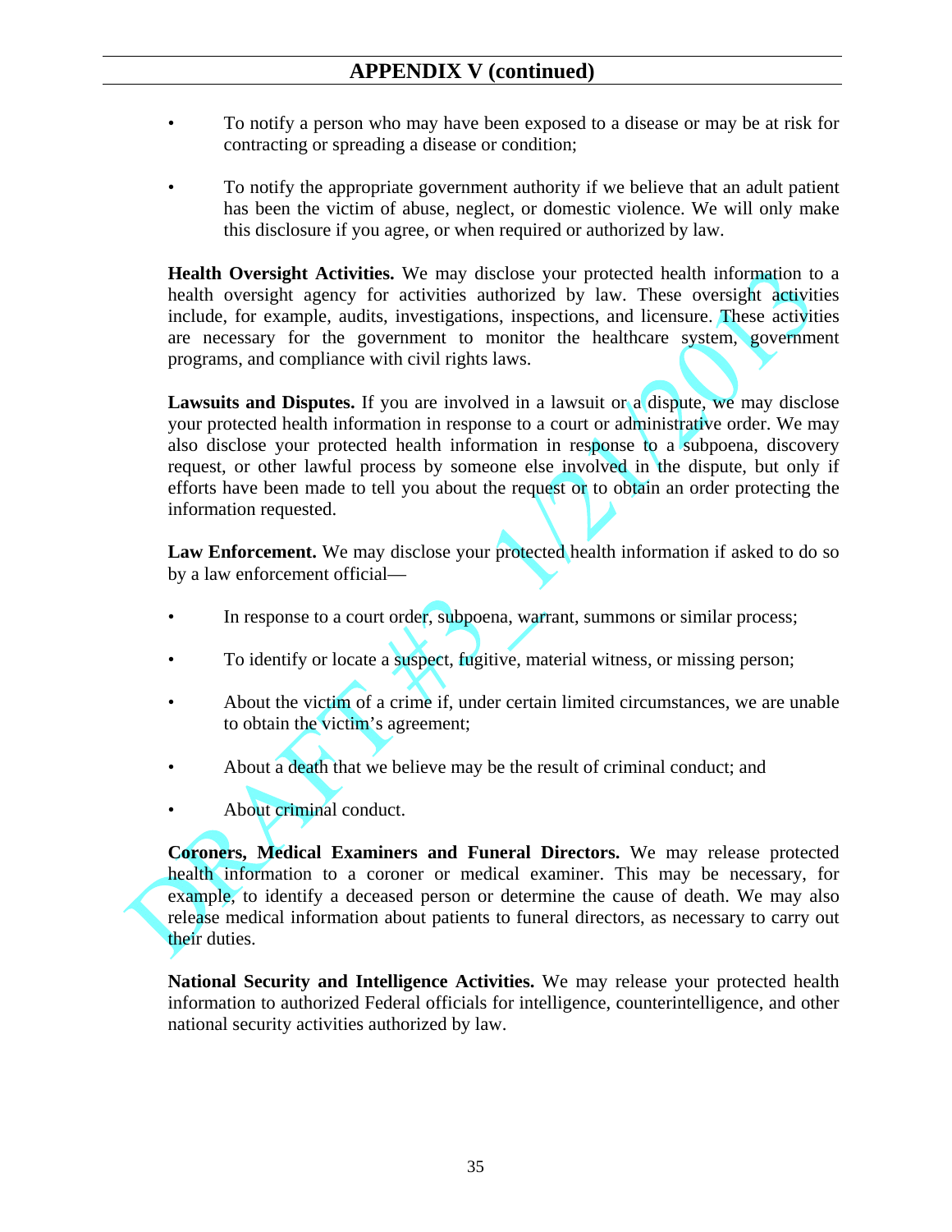- To notify a person who may have been exposed to a disease or may be at risk for contracting or spreading a disease or condition;

- To notify the appropriate government authority if we believe that an adult patient has been the victim of abuse, neglect, or domestic violence. We will only make this disclosure if you agree, or when required or authorized by law.

**Health Oversight Activities.** We may disclose your protected health information to a health oversight agency for activities authorized by law. These oversight activities include, for example, audits, investigations, inspections, and licensure. These activities are necessary for the government to monitor the healthcare system, government programs, and compliance with civil rights laws.

**Lawsuits and Disputes.** If you are involved in a lawsuit or a dispute, we may disclose your protected health information in response to a court or administrative order. We may also disclose your protected health information in response to a subpoena, discovery request, or other lawful process by someone else involved in the dispute, but only if efforts have been made to tell you about the request or to obtain an order protecting the information requested.

**Law Enforcement.** We may disclose your protected health information if asked to do so by a law enforcement official—

- In response to a court order, subpoena, warrant, summons or similar process;

- To identify or locate a suspect, fugitive, material witness, or missing person;

- About the victim of a crime if, under certain limited circumstances, we are unable to obtain the victim's agreement;

- About a death that we believe may be the result of criminal conduct; and

- About criminal conduct.

**Coroners, Medical Examiners and Funeral Directors.** We may release protected health information to a coroner or medical examiner. This may be necessary, for example, to identify a deceased person or determine the cause of death. We may also release medical information about patients to funeral directors, as necessary to carry out their duties.

**National Security and Intelligence Activities.** We may release your protected health information to authorized Federal officials for intelligence, counterintelligence, and other national security activities authorized by law.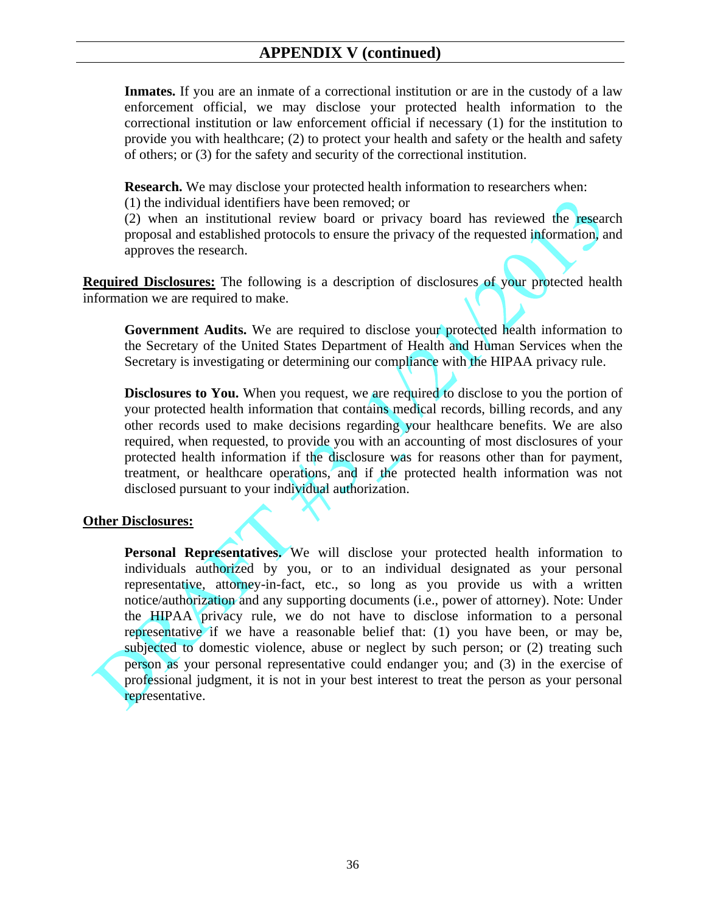## APPENDIX V (continued)

**Inmates.** If you are an inmate of a correctional institution or are in the custody of a law enforcement official, we may disclose your protected health information to the correctional institution or law enforcement official if necessary (1) for the institution to provide you with healthcare; (2) to protect your health and safety or the health and safety of others; or (3) for the safety and security of the correctional institution.

**Research.** We may disclose your protected health information to researchers when:
(1) the individual identifiers have been removed; or
(2) when an institutional review board or privacy board has reviewed the research proposal and established protocols to ensure the privacy of the requested information, and approves the research.

**Required Disclosures:** The following is a description of disclosures of your protected health information we are required to make.

**Government Audits.** We are required to disclose your protected health information to the Secretary of the United States Department of Health and Human Services when the Secretary is investigating or determining our compliance with the HIPAA privacy rule.

**Disclosures to You.** When you request, we are required to disclose to you the portion of your protected health information that contains medical records, billing records, and any other records used to make decisions regarding your healthcare benefits. We are also required, when requested, to provide you with an accounting of most disclosures of your protected health information if the disclosure was for reasons other than for payment, treatment, or healthcare operations, and if the protected health information was not disclosed pursuant to your individual authorization.

**Other Disclosures:**

**Personal Representatives.** We will disclose your protected health information to individuals authorized by you, or to an individual designated as your personal representative, attorney-in-fact, etc., so long as you provide us with a written notice/authorization and any supporting documents (i.e., power of attorney). Note: Under the HIPAA privacy rule, we do not have to disclose information to a personal representative if we have a reasonable belief that: (1) you have been, or may be, subjected to domestic violence, abuse or neglect by such person; or (2) treating such person as your personal representative could endanger you; and (3) in the exercise of professional judgment, it is not in your best interest to treat the person as your personal representative.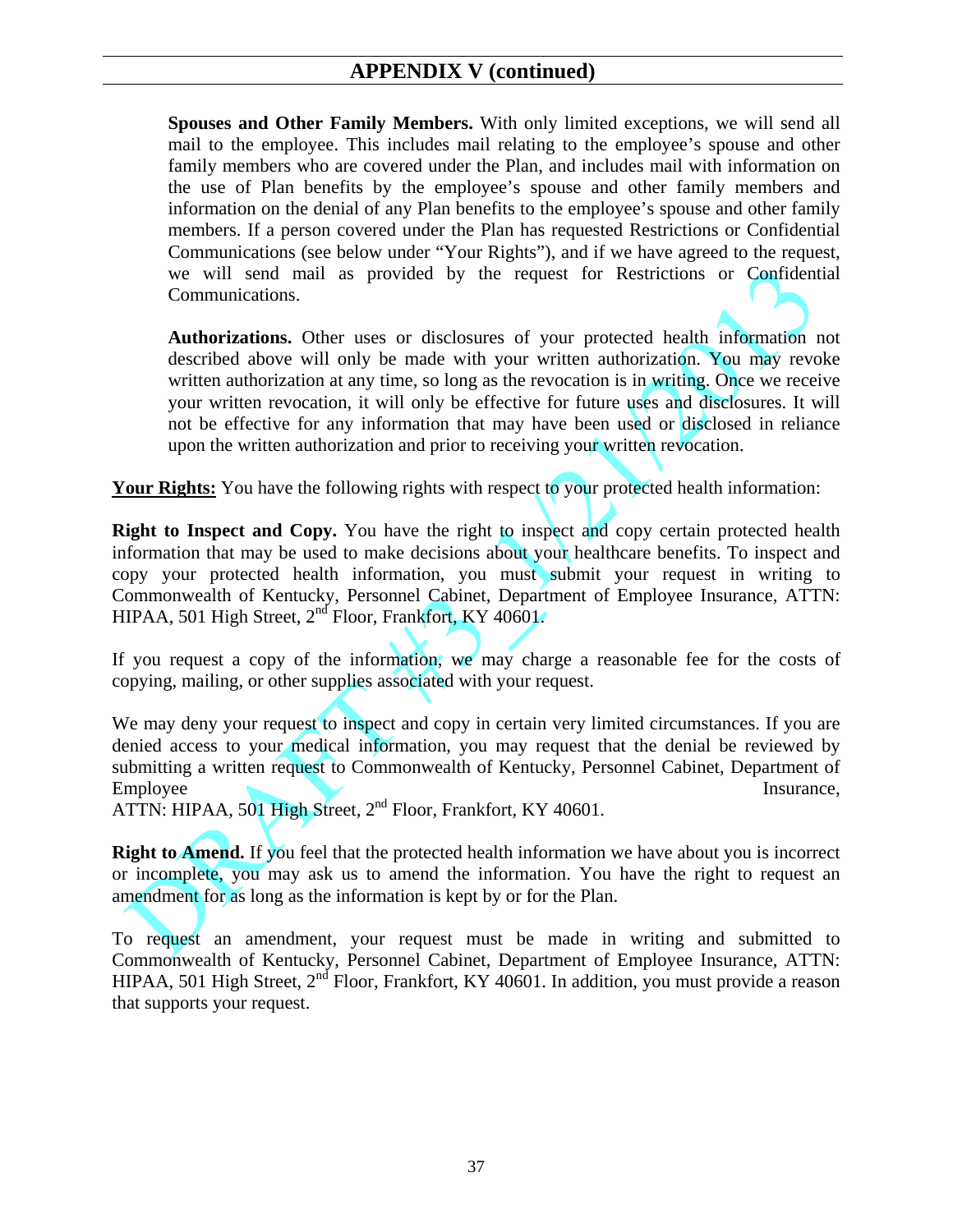## APPENDIX V (continued)

**Spouses and Other Family Members.** With only limited exceptions, we will send all mail to the employee. This includes mail relating to the employee's spouse and other family members who are covered under the Plan, and includes mail with information on the use of Plan benefits by the employee's spouse and other family members and information on the denial of any Plan benefits to the employee's spouse and other family members. If a person covered under the Plan has requested Restrictions or Confidential Communications (see below under "Your Rights"), and if we have agreed to the request, we will send mail as provided by the request for Restrictions or Confidential Communications.

**Authorizations.** Other uses or disclosures of your protected health information not described above will only be made with your written authorization. You may revoke written authorization at any time, so long as the revocation is in writing. Once we receive your written revocation, it will only be effective for future uses and disclosures. It will not be effective for any information that may have been used or disclosed in reliance upon the written authorization and prior to receiving your written revocation.

**Your Rights:** You have the following rights with respect to your protected health information:

**Right to Inspect and Copy.** You have the right to inspect and copy certain protected health information that may be used to make decisions about your healthcare benefits. To inspect and copy your protected health information, you must submit your request in writing to Commonwealth of Kentucky, Personnel Cabinet, Department of Employee Insurance, ATTN: HIPAA, 501 High Street, 2nd Floor, Frankfort, KY 40601.

If you request a copy of the information, we may charge a reasonable fee for the costs of copying, mailing, or other supplies associated with your request.

We may deny your request to inspect and copy in certain very limited circumstances. If you are denied access to your medical information, you may request that the denial be reviewed by submitting a written request to Commonwealth of Kentucky, Personnel Cabinet, Department of Employee Insurance, ATTN: HIPAA, 501 High Street, 2nd Floor, Frankfort, KY 40601.

**Right to Amend.** If you feel that the protected health information we have about you is incorrect or incomplete, you may ask us to amend the information. You have the right to request an amendment for as long as the information is kept by or for the Plan.

To request an amendment, your request must be made in writing and submitted to Commonwealth of Kentucky, Personnel Cabinet, Department of Employee Insurance, ATTN: HIPAA, 501 High Street, 2nd Floor, Frankfort, KY 40601. In addition, you must provide a reason that supports your request.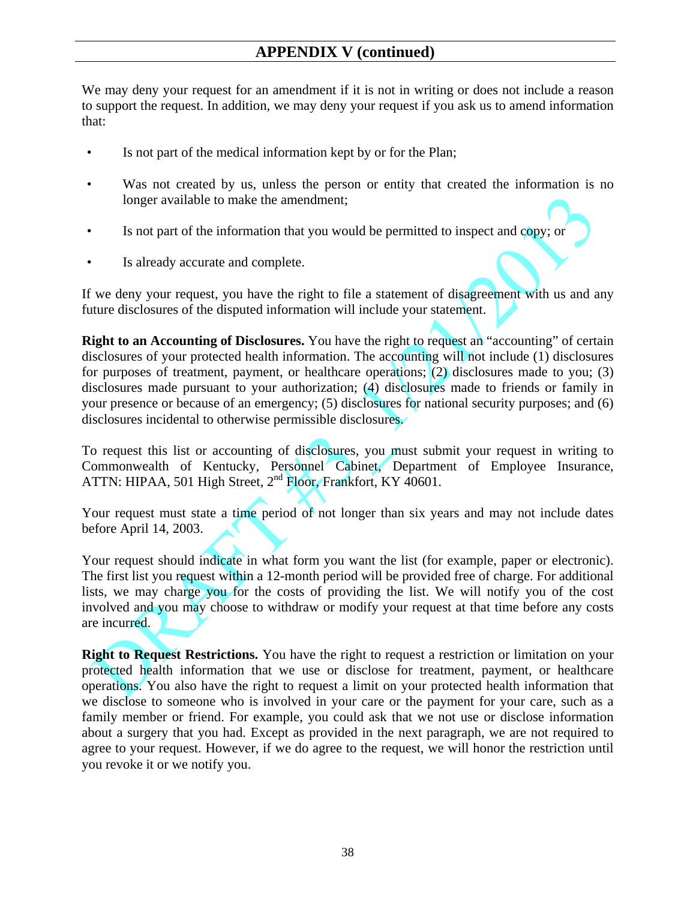## APPENDIX V (continued)

We may deny your request for an amendment if it is not in writing or does not include a reason to support the request. In addition, we may deny your request if you ask us to amend information that:

- Is not part of the medical information kept by or for the Plan;
- Was not created by us, unless the person or entity that created the information is no longer available to make the amendment;
- Is not part of the information that you would be permitted to inspect and copy; or
- Is already accurate and complete.

If we deny your request, you have the right to file a statement of disagreement with us and any future disclosures of the disputed information will include your statement.

**Right to an Accounting of Disclosures.** You have the right to request an "accounting" of certain disclosures of your protected health information. The accounting will not include (1) disclosures for purposes of treatment, payment, or healthcare operations; (2) disclosures made to you; (3) disclosures made pursuant to your authorization; (4) disclosures made to friends or family in your presence or because of an emergency; (5) disclosures for national security purposes; and (6) disclosures incidental to otherwise permissible disclosures.

To request this list or accounting of disclosures, you must submit your request in writing to Commonwealth of Kentucky, Personnel Cabinet, Department of Employee Insurance, ATTN: HIPAA, 501 High Street, 2nd Floor, Frankfort, KY 40601.

Your request must state a time period of not longer than six years and may not include dates before April 14, 2003.

Your request should indicate in what form you want the list (for example, paper or electronic). The first list you request within a 12-month period will be provided free of charge. For additional lists, we may charge you for the costs of providing the list. We will notify you of the cost involved and you may choose to withdraw or modify your request at that time before any costs are incurred.

**Right to Request Restrictions.** You have the right to request a restriction or limitation on your protected health information that we use or disclose for treatment, payment, or healthcare operations. You also have the right to request a limit on your protected health information that we disclose to someone who is involved in your care or the payment for your care, such as a family member or friend. For example, you could ask that we not use or disclose information about a surgery that you had. Except as provided in the next paragraph, we are not required to agree to your request. However, if we do agree to the request, we will honor the restriction until you revoke it or we notify you.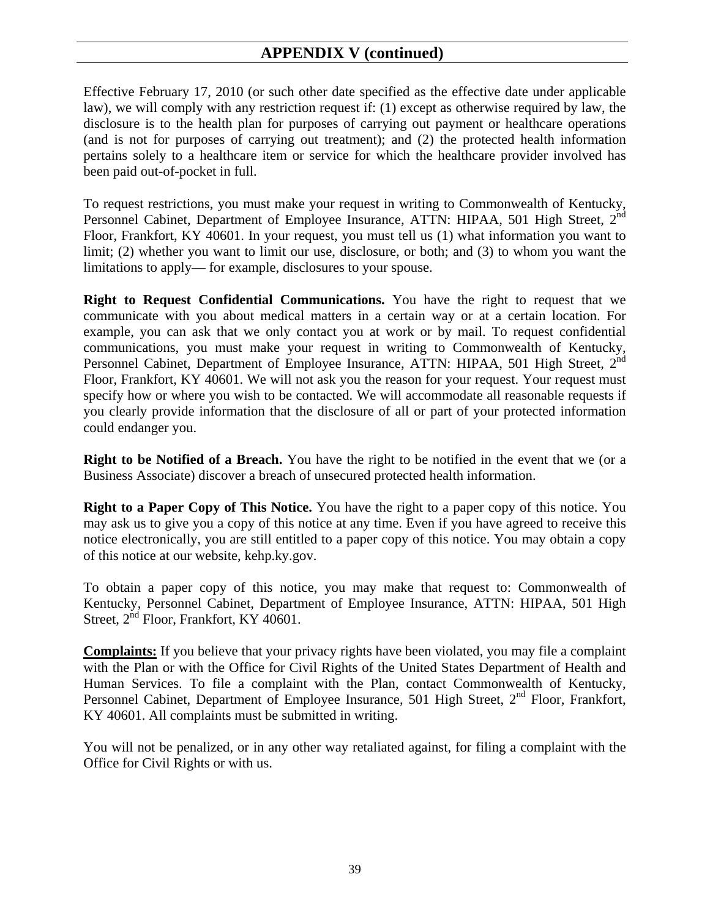## APPENDIX V (continued)

Effective February 17, 2010 (or such other date specified as the effective date under applicable law), we will comply with any restriction request if: (1) except as otherwise required by law, the disclosure is to the health plan for purposes of carrying out payment or healthcare operations (and is not for purposes of carrying out treatment); and (2) the protected health information pertains solely to a healthcare item or service for which the healthcare provider involved has been paid out-of-pocket in full.

To request restrictions, you must make your request in writing to Commonwealth of Kentucky, Personnel Cabinet, Department of Employee Insurance, ATTN: HIPAA, 501 High Street, 2nd Floor, Frankfort, KY 40601. In your request, you must tell us (1) what information you want to limit; (2) whether you want to limit our use, disclosure, or both; and (3) to whom you want the limitations to apply— for example, disclosures to your spouse.

**Right to Request Confidential Communications.** You have the right to request that we communicate with you about medical matters in a certain way or at a certain location. For example, you can ask that we only contact you at work or by mail. To request confidential communications, you must make your request in writing to Commonwealth of Kentucky, Personnel Cabinet, Department of Employee Insurance, ATTN: HIPAA, 501 High Street, 2nd Floor, Frankfort, KY 40601. We will not ask you the reason for your request. Your request must specify how or where you wish to be contacted. We will accommodate all reasonable requests if you clearly provide information that the disclosure of all or part of your protected information could endanger you.

**Right to be Notified of a Breach.** You have the right to be notified in the event that we (or a Business Associate) discover a breach of unsecured protected health information.

**Right to a Paper Copy of This Notice.** You have the right to a paper copy of this notice. You may ask us to give you a copy of this notice at any time. Even if you have agreed to receive this notice electronically, you are still entitled to a paper copy of this notice. You may obtain a copy of this notice at our website, kehp.ky.gov.

To obtain a paper copy of this notice, you may make that request to: Commonwealth of Kentucky, Personnel Cabinet, Department of Employee Insurance, ATTN: HIPAA, 501 High Street, 2nd Floor, Frankfort, KY 40601.

**Complaints:** If you believe that your privacy rights have been violated, you may file a complaint with the Plan or with the Office for Civil Rights of the United States Department of Health and Human Services. To file a complaint with the Plan, contact Commonwealth of Kentucky, Personnel Cabinet, Department of Employee Insurance, 501 High Street, 2nd Floor, Frankfort, KY 40601. All complaints must be submitted in writing.

You will not be penalized, or in any other way retaliated against, for filing a complaint with the Office for Civil Rights or with us.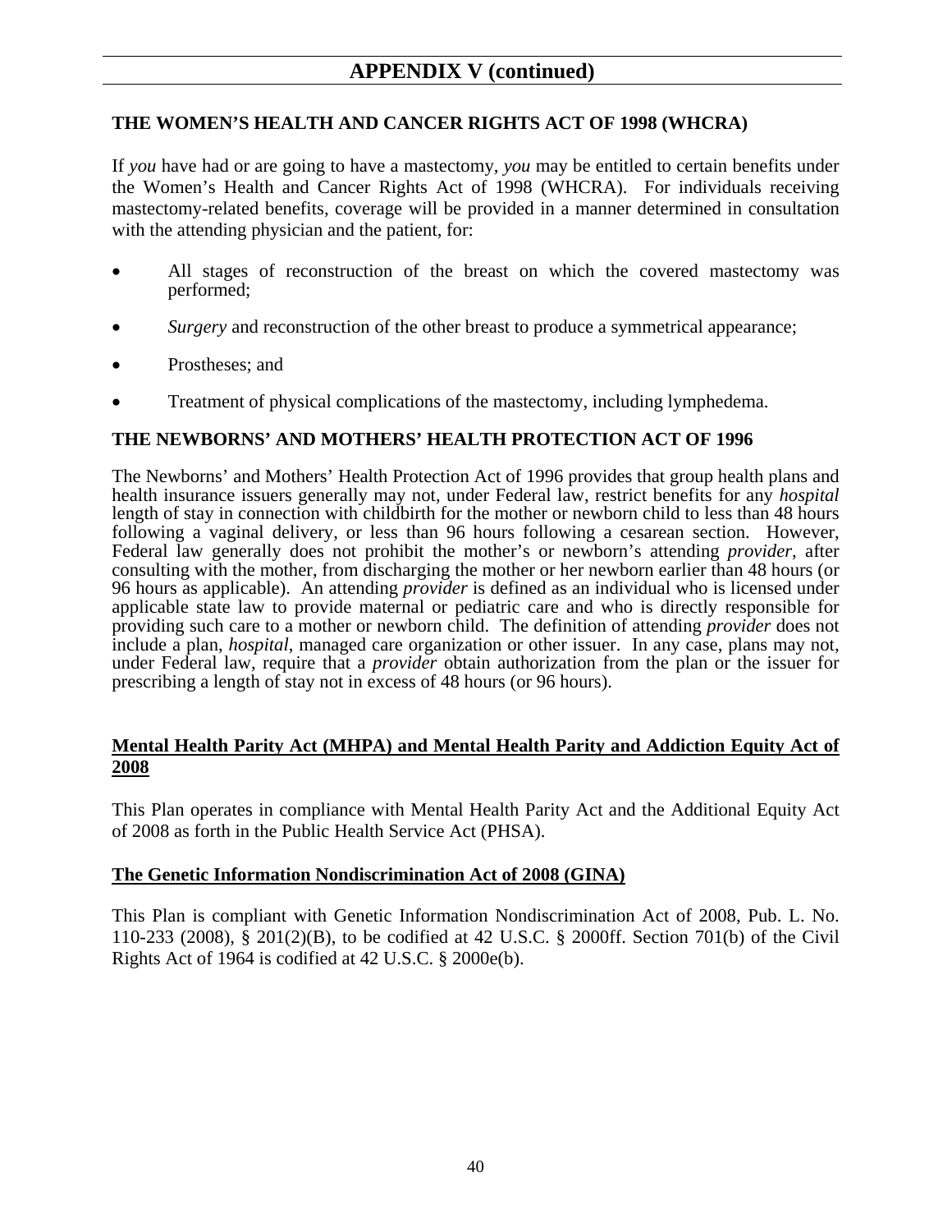# APPENDIX V (continued)

## THE WOMEN'S HEALTH AND CANCER RIGHTS ACT OF 1998 (WHCRA)

If *you* have had or are going to have a mastectomy, *you* may be entitled to certain benefits under the Women's Health and Cancer Rights Act of 1998 (WHCRA). For individuals receiving mastectomy-related benefits, coverage will be provided in a manner determined in consultation with the attending physician and the patient, for:

- All stages of reconstruction of the breast on which the covered mastectomy was performed;
- *Surgery* and reconstruction of the other breast to produce a symmetrical appearance;
- Prostheses; and
- Treatment of physical complications of the mastectomy, including lymphedema.

## THE NEWBORNS' AND MOTHERS' HEALTH PROTECTION ACT OF 1996

The Newborns' and Mothers' Health Protection Act of 1996 provides that group health plans and health insurance issuers generally may not, under Federal law, restrict benefits for any *hospital* length of stay in connection with childbirth for the mother or newborn child to less than 48 hours following a vaginal delivery, or less than 96 hours following a cesarean section. However, Federal law generally does not prohibit the mother's or newborn's attending *provider*, after consulting with the mother, from discharging the mother or her newborn earlier than 48 hours (or 96 hours as applicable). An attending *provider* is defined as an individual who is licensed under applicable state law to provide maternal or pediatric care and who is directly responsible for providing such care to a mother or newborn child. The definition of attending *provider* does not include a plan, *hospital*, managed care organization or other issuer. In any case, plans may not, under Federal law, require that a *provider* obtain authorization from the plan or the issuer for prescribing a length of stay not in excess of 48 hours (or 96 hours).

## Mental Health Parity Act (MHPA) and Mental Health Parity and Addiction Equity Act of 2008

This Plan operates in compliance with Mental Health Parity Act and the Additional Equity Act of 2008 as forth in the Public Health Service Act (PHSA).

## The Genetic Information Nondiscrimination Act of 2008 (GINA)

This Plan is compliant with Genetic Information Nondiscrimination Act of 2008, Pub. L. No. 110-233 (2008), § 201(2)(B), to be codified at 42 U.S.C. § 2000ff. Section 701(b) of the Civil Rights Act of 1964 is codified at 42 U.S.C. § 2000e(b).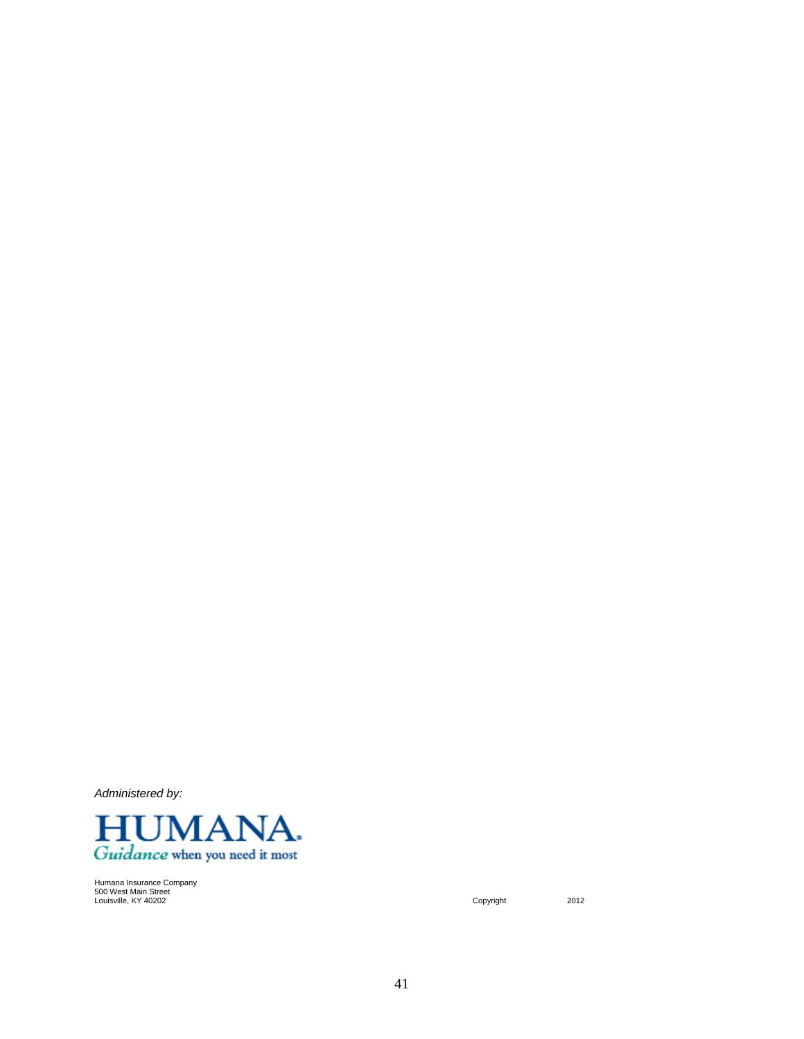*Administered by:*

HUMANA.

*Guidance* when you need it most

Humana Insurance Company
500 West Main Street
Louisville, KY 40202

Copyright 2012